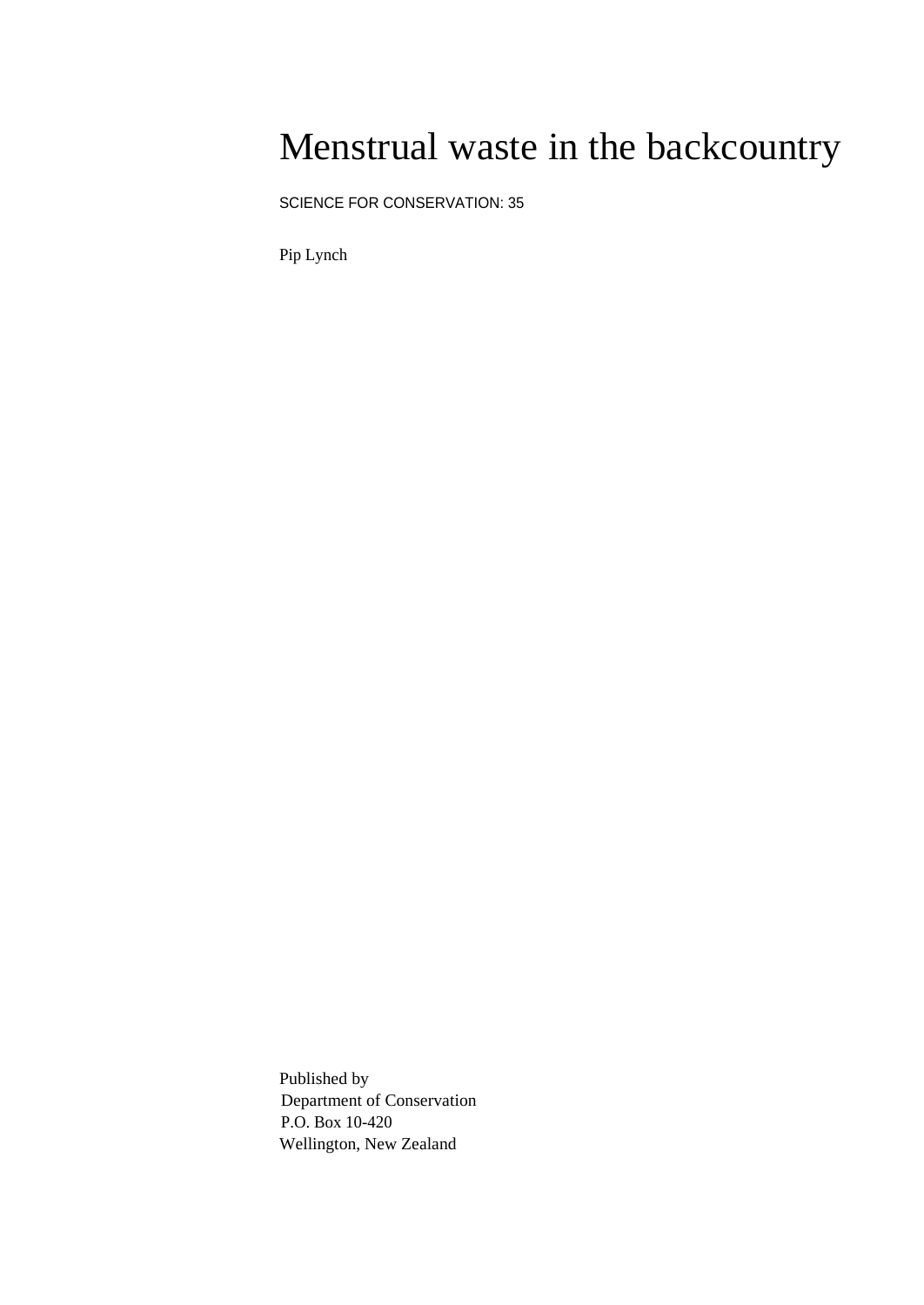# Menstrual waste in the backcountry

SCIENCE FOR CONSERVATION: 35

Pip Lynch

Published by
Department of Conservation
P.O. Box 10-420
Wellington, New Zealand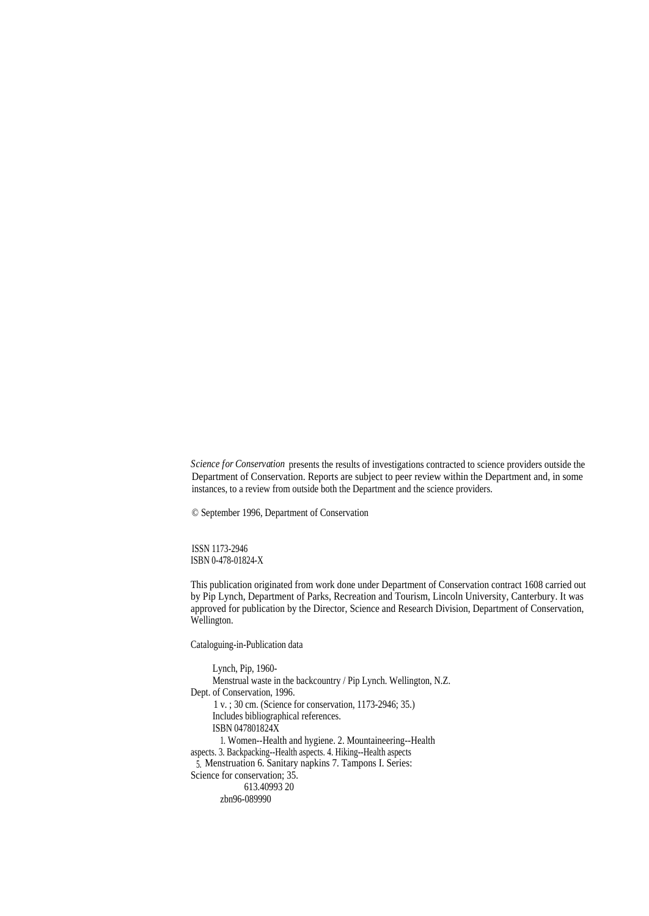*Science for Conservation* presents the results of investigations contracted to science providers outside the Department of Conservation. Reports are subject to peer review within the Department and, in some instances, to a review from outside both the Department and the science providers.

© September 1996, Department of Conservation

ISSN 1173-2946
ISBN 0-478-01824-X

This publication originated from work done under Department of Conservation contract 1608 carried out by Pip Lynch, Department of Parks, Recreation and Tourism, Lincoln University, Canterbury. It was approved for publication by the Director, Science and Research Division, Department of Conservation, Wellington.

Cataloguing-in-Publication data

Lynch, Pip, 1960-
Menstrual waste in the backcountry / Pip Lynch. Wellington, N.Z.
Dept. of Conservation, 1996.
1 v. ; 30 cm. (Science for conservation, 1173-2946; 35.)
Includes bibliographical references.
ISBN 047801824X
1. Women--Health and hygiene. 2. Mountaineering--Health aspects. 3. Backpacking--Health aspects. 4. Hiking--Health aspects
5. Menstruation 6. Sanitary napkins 7. Tampons I. Series:
Science for conservation; 35.
613.40993 20
zbn96-089990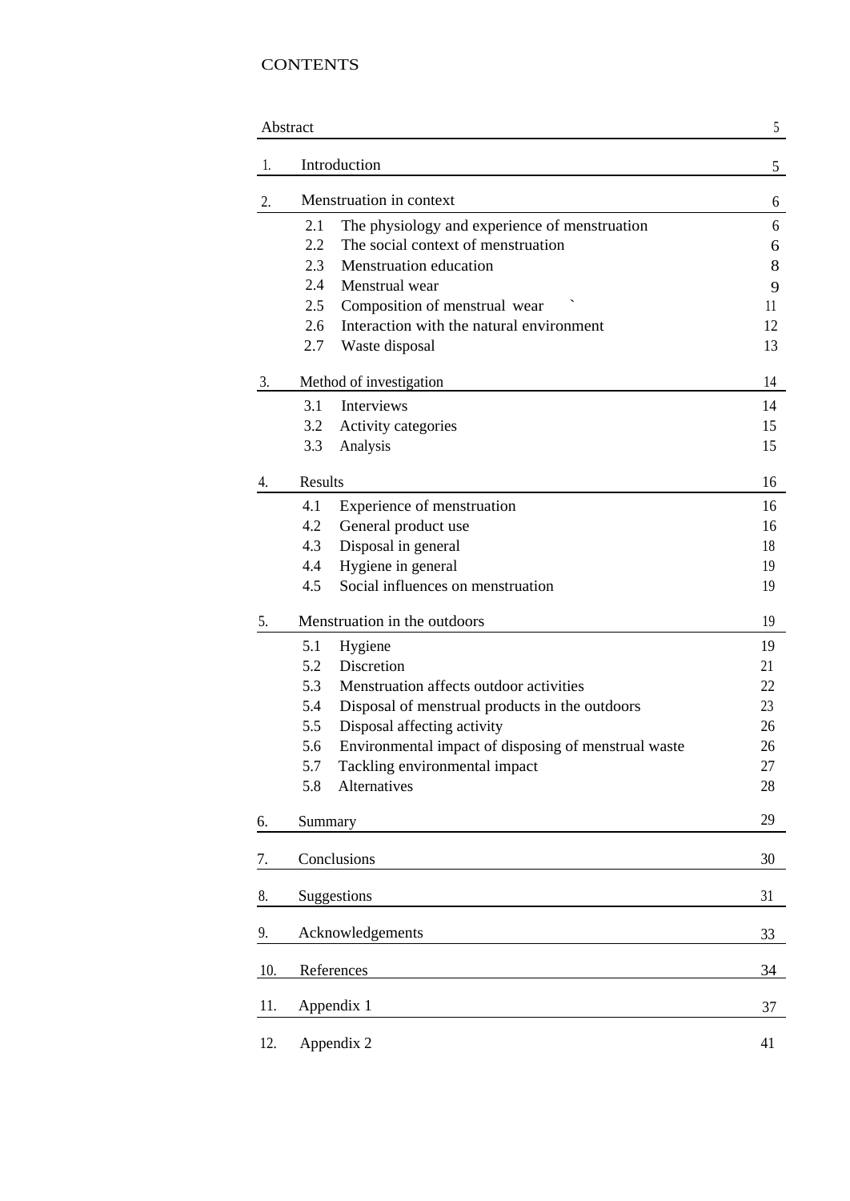# CONTENTS

| | | |
|---|---|---|
| Abstract | | 5 |
| 1. | Introduction | 5 |
| 2. | Menstruation in context | 6 |
| | 2.1 The physiology and experience of menstruation | 6 |
| | 2.2 The social context of menstruation | 6 |
| | 2.3 Menstruation education | 8 |
| | 2.4 Menstrual wear | 9 |
| | 2.5 Composition of menstrual wear ` | 11 |
| | 2.6 Interaction with the natural environment | 12 |
| | 2.7 Waste disposal | 13 |
| 3. | Method of investigation | 14 |
| | 3.1 Interviews | 14 |
| | 3.2 Activity categories | 15 |
| | 3.3 Analysis | 15 |
| 4. | Results | 16 |
| | 4.1 Experience of menstruation | 16 |
| | 4.2 General product use | 16 |
| | 4.3 Disposal in general | 18 |
| | 4.4 Hygiene in general | 19 |
| | 4.5 Social influences on menstruation | 19 |
| 5. | Menstruation in the outdoors | 19 |
| | 5.1 Hygiene | 19 |
| | 5.2 Discretion | 21 |
| | 5.3 Menstruation affects outdoor activities | 22 |
| | 5.4 Disposal of menstrual products in the outdoors | 23 |
| | 5.5 Disposal affecting activity | 26 |
| | 5.6 Environmental impact of disposing of menstrual waste | 26 |
| | 5.7 Tackling environmental impact | 27 |
| | 5.8 Alternatives | 28 |
| 6. | Summary | 29 |
| 7. | Conclusions | 30 |
| 8. | Suggestions | 31 |
| 9. | Acknowledgements | 33 |
| 10. | References | 34 |
| 11. | Appendix 1 | 37 |
| 12. | Appendix 2 | 41 |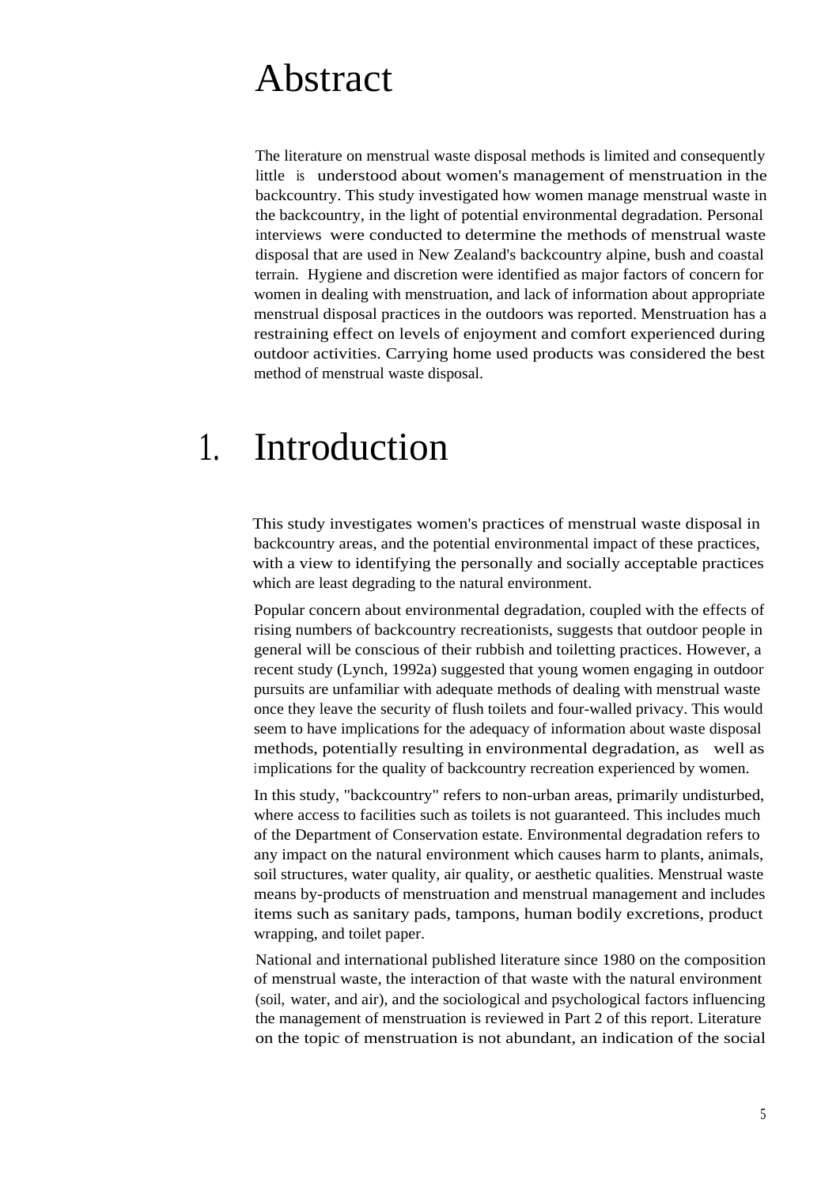# Abstract

The literature on menstrual waste disposal methods is limited and consequently little is understood about women's management of menstruation in the backcountry. This study investigated how women manage menstrual waste in the backcountry, in the light of potential environmental degradation. Personal interviews were conducted to determine the methods of menstrual waste disposal that are used in New Zealand's backcountry alpine, bush and coastal terrain. Hygiene and discretion were identified as major factors of concern for women in dealing with menstruation, and lack of information about appropriate menstrual disposal practices in the outdoors was reported. Menstruation has a restraining effect on levels of enjoyment and comfort experienced during outdoor activities. Carrying home used products was considered the best method of menstrual waste disposal.

# 1. Introduction

This study investigates women's practices of menstrual waste disposal in backcountry areas, and the potential environmental impact of these practices, with a view to identifying the personally and socially acceptable practices which are least degrading to the natural environment.

Popular concern about environmental degradation, coupled with the effects of rising numbers of backcountry recreationists, suggests that outdoor people in general will be conscious of their rubbish and toiletting practices. However, a recent study (Lynch, 1992a) suggested that young women engaging in outdoor pursuits are unfamiliar with adequate methods of dealing with menstrual waste once they leave the security of flush toilets and four-walled privacy. This would seem to have implications for the adequacy of information about waste disposal methods, potentially resulting in environmental degradation, as well as implications for the quality of backcountry recreation experienced by women.

In this study, "backcountry" refers to non-urban areas, primarily undisturbed, where access to facilities such as toilets is not guaranteed. This includes much of the Department of Conservation estate. Environmental degradation refers to any impact on the natural environment which causes harm to plants, animals, soil structures, water quality, air quality, or aesthetic qualities. Menstrual waste means by-products of menstruation and menstrual management and includes items such as sanitary pads, tampons, human bodily excretions, product wrapping, and toilet paper.

National and international published literature since 1980 on the composition of menstrual waste, the interaction of that waste with the natural environment (soil, water, and air), and the sociological and psychological factors influencing the management of menstruation is reviewed in Part 2 of this report. Literature on the topic of menstruation is not abundant, an indication of the social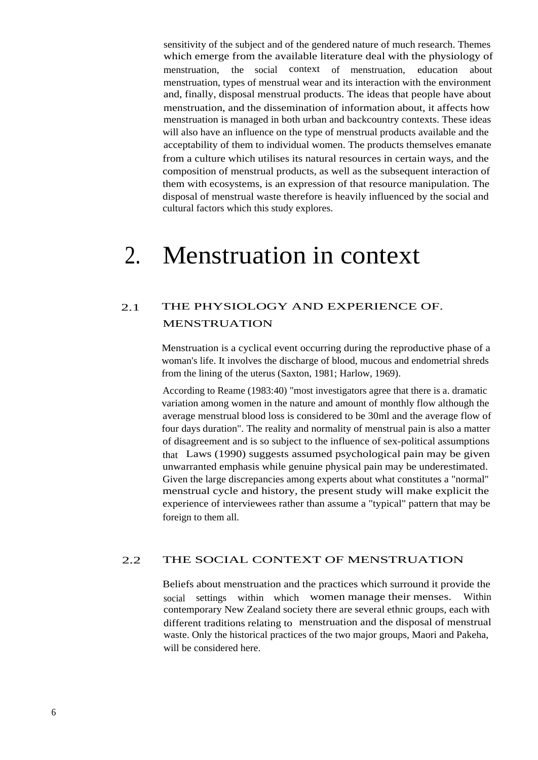sensitivity of the subject and of the gendered nature of much research. Themes which emerge from the available literature deal with the physiology of menstruation, the social context of menstruation, education about menstruation, types of menstrual wear and its interaction with the environment and, finally, disposal menstrual products. The ideas that people have about menstruation, and the dissemination of information about, it affects how menstruation is managed in both urban and backcountry contexts. These ideas will also have an influence on the type of menstrual products available and the acceptability of them to individual women. The products themselves emanate from a culture which utilises its natural resources in certain ways, and the composition of menstrual products, as well as the subsequent interaction of them with ecosystems, is an expression of that resource manipulation. The disposal of menstrual waste therefore is heavily influenced by the social and cultural factors which this study explores.

# 2. Menstruation in context

## 2.1 THE PHYSIOLOGY AND EXPERIENCE OF. MENSTRUATION

Menstruation is a cyclical event occurring during the reproductive phase of a woman's life. It involves the discharge of blood, mucous and endometrial shreds from the lining of the uterus (Saxton, 1981; Harlow, 1969).

According to Reame (1983:40) "most investigators agree that there is a. dramatic variation among women in the nature and amount of monthly flow although the average menstrual blood loss is considered to be 30ml and the average flow of four days duration". The reality and normality of menstrual pain is also a matter of disagreement and is so subject to the influence of sex-political assumptions that Laws (1990) suggests assumed psychological pain may be given unwarranted emphasis while genuine physical pain may be underestimated. Given the large discrepancies among experts about what constitutes a "normal" menstrual cycle and history, the present study will make explicit the experience of interviewees rather than assume a "typical" pattern that may be foreign to them all.

## 2.2 THE SOCIAL CONTEXT OF MENSTRUATION

Beliefs about menstruation and the practices which surround it provide the social settings within which women manage their menses. Within contemporary New Zealand society there are several ethnic groups, each with different traditions relating to menstruation and the disposal of menstrual waste. Only the historical practices of the two major groups, Maori and Pakeha, will be considered here.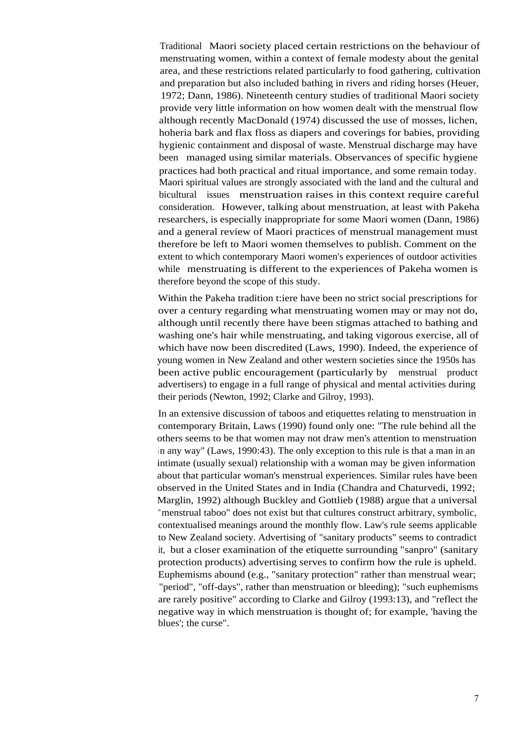Traditional Maori society placed certain restrictions on the behaviour of menstruating women, within a context of female modesty about the genital area, and these restrictions related particularly to food gathering, cultivation and preparation but also included bathing in rivers and riding horses (Heuer, 1972; Dann, 1986). Nineteenth century studies of traditional Maori society provide very little information on how women dealt with the menstrual flow although recently MacDonald (1974) discussed the use of mosses, lichen, hoheria bark and flax floss as diapers and coverings for babies, providing hygienic containment and disposal of waste. Menstrual discharge may have been managed using similar materials. Observances of specific hygiene practices had both practical and ritual importance, and some remain today. Maori spiritual values are strongly associated with the land and the cultural and bicultural issues menstruation raises in this context require careful consideration. However, talking about menstruation, at least with Pakeha researchers, is especially inappropriate for some Maori women (Dann, 1986) and a general review of Maori practices of menstrual management must therefore be left to Maori women themselves to publish. Comment on the extent to which contemporary Maori women's experiences of outdoor activities while menstruating is different to the experiences of Pakeha women is therefore beyond the scope of this study.

Within the Pakeha tradition t:iere have been no strict social prescriptions for over a century regarding what menstruating women may or may not do, although until recently there have been stigmas attached to bathing and washing one's hair while menstruating, and taking vigorous exercise, all of which have now been discredited (Laws, 1990). Indeed, the experience of young women in New Zealand and other western societies since the 1950s has been active public encouragement (particularly by menstrual product advertisers) to engage in a full range of physical and mental activities during their periods (Newton, 1992; Clarke and Gilroy, 1993).

In an extensive discussion of taboos and etiquettes relating to menstruation in contemporary Britain, Laws (1990) found only one: "The rule behind all the others seems to be that women may not draw men's attention to menstruation in any way" (Laws, 1990:43). The only exception to this rule is that a man in an intimate (usually sexual) relationship with a woman may be given information about that particular woman's menstrual experiences. Similar rules have been observed in the United States and in India (Chandra and Chaturvedi, 1992; Marglin, 1992) although Buckley and Gottlieb (1988) argue that a universal "menstrual taboo" does not exist but that cultures construct arbitrary, symbolic, contextualised meanings around the monthly flow. Law's rule seems applicable to New Zealand society. Advertising of "sanitary products" seems to contradict it, but a closer examination of the etiquette surrounding "sanpro" (sanitary protection products) advertising serves to confirm how the rule is upheld. Euphemisms abound (e.g., "sanitary protection" rather than menstrual wear; "period", "off-days", rather than menstruation or bleeding); "such euphemisms are rarely positive" according to Clarke and Gilroy (1993:13), and "reflect the negative way in which menstruation is thought of; for example, 'having the blues'; the curse".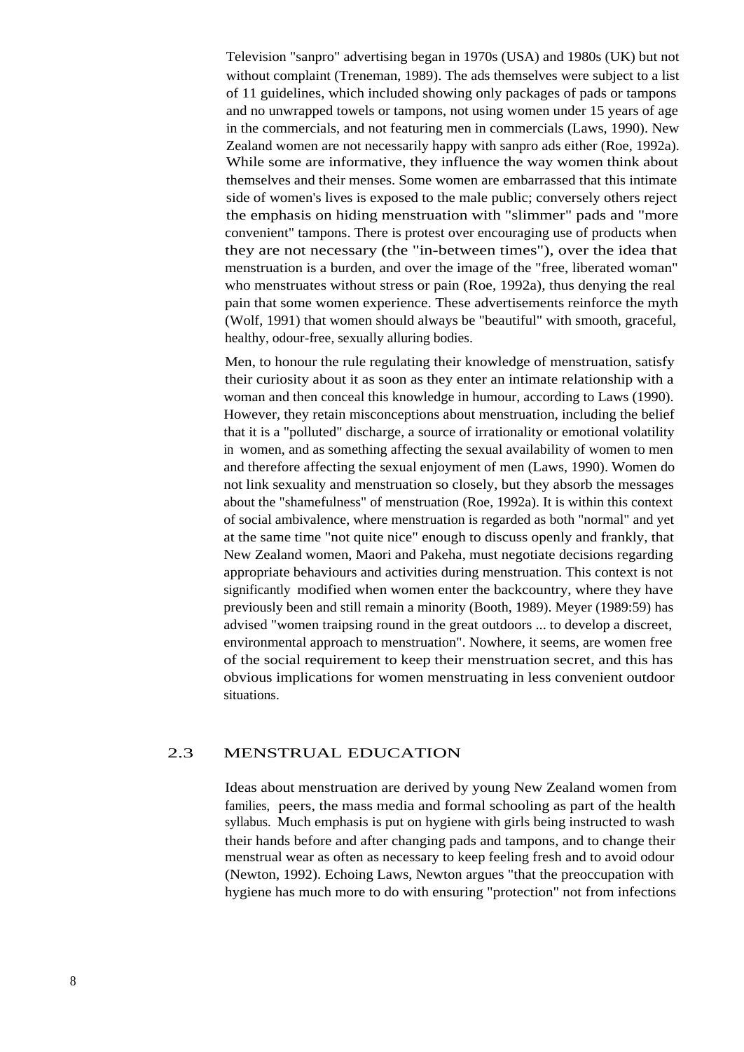Television "sanpro" advertising began in 1970s (USA) and 1980s (UK) but not without complaint (Treneman, 1989). The ads themselves were subject to a list of 11 guidelines, which included showing only packages of pads or tampons and no unwrapped towels or tampons, not using women under 15 years of age in the commercials, and not featuring men in commercials (Laws, 1990). New Zealand women are not necessarily happy with sanpro ads either (Roe, 1992a). While some are informative, they influence the way women think about themselves and their menses. Some women are embarrassed that this intimate side of women's lives is exposed to the male public; conversely others reject the emphasis on hiding menstruation with "slimmer" pads and "more convenient" tampons. There is protest over encouraging use of products when they are not necessary (the "in-between times"), over the idea that menstruation is a burden, and over the image of the "free, liberated woman" who menstruates without stress or pain (Roe, 1992a), thus denying the real pain that some women experience. These advertisements reinforce the myth (Wolf, 1991) that women should always be "beautiful" with smooth, graceful, healthy, odour-free, sexually alluring bodies.

Men, to honour the rule regulating their knowledge of menstruation, satisfy their curiosity about it as soon as they enter an intimate relationship with a woman and then conceal this knowledge in humour, according to Laws (1990). However, they retain misconceptions about menstruation, including the belief that it is a "polluted" discharge, a source of irrationality or emotional volatility in women, and as something affecting the sexual availability of women to men and therefore affecting the sexual enjoyment of men (Laws, 1990). Women do not link sexuality and menstruation so closely, but they absorb the messages about the "shamefulness" of menstruation (Roe, 1992a). It is within this context of social ambivalence, where menstruation is regarded as both "normal" and yet at the same time "not quite nice" enough to discuss openly and frankly, that New Zealand women, Maori and Pakeha, must negotiate decisions regarding appropriate behaviours and activities during menstruation. This context is not significantly modified when women enter the backcountry, where they have previously been and still remain a minority (Booth, 1989). Meyer (1989:59) has advised "women traipsing round in the great outdoors ... to develop a discreet, environmental approach to menstruation". Nowhere, it seems, are women free of the social requirement to keep their menstruation secret, and this has obvious implications for women menstruating in less convenient outdoor situations.

## 2.3 MENSTRUAL EDUCATION

Ideas about menstruation are derived by young New Zealand women from families, peers, the mass media and formal schooling as part of the health syllabus. Much emphasis is put on hygiene with girls being instructed to wash their hands before and after changing pads and tampons, and to change their menstrual wear as often as necessary to keep feeling fresh and to avoid odour (Newton, 1992). Echoing Laws, Newton argues "that the preoccupation with hygiene has much more to do with ensuring "protection" not from infections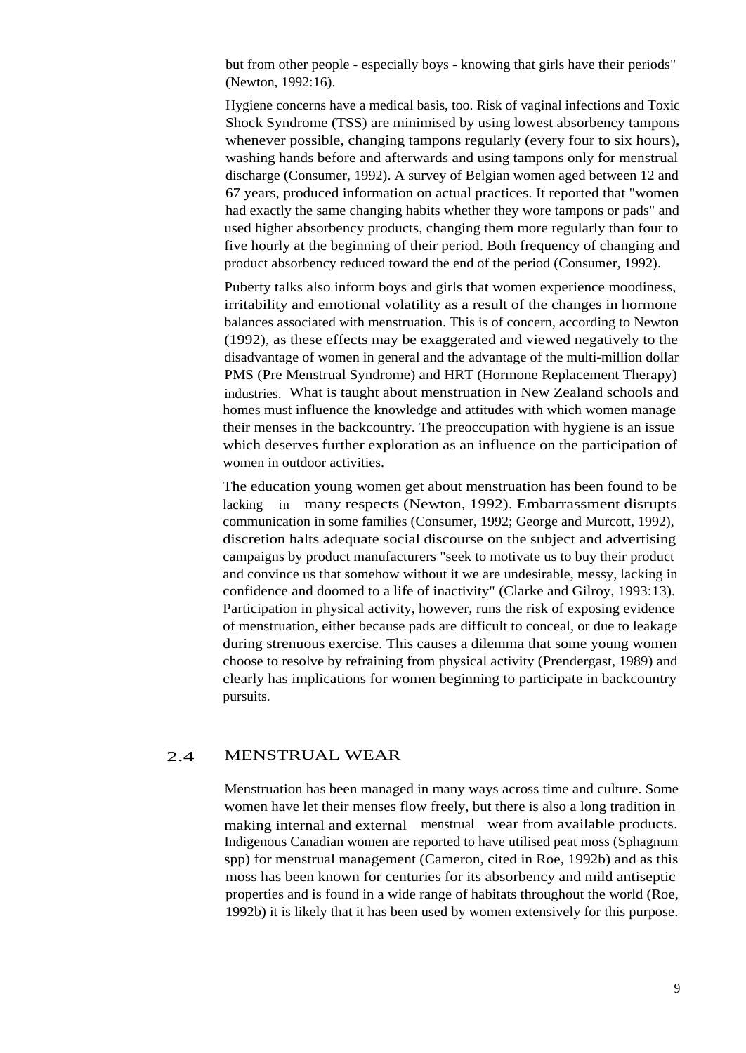but from other people - especially boys - knowing that girls have their periods" (Newton, 1992:16).

Hygiene concerns have a medical basis, too. Risk of vaginal infections and Toxic Shock Syndrome (TSS) are minimised by using lowest absorbency tampons whenever possible, changing tampons regularly (every four to six hours), washing hands before and afterwards and using tampons only for menstrual discharge (Consumer, 1992). A survey of Belgian women aged between 12 and 67 years, produced information on actual practices. It reported that "women had exactly the same changing habits whether they wore tampons or pads" and used higher absorbency products, changing them more regularly than four to five hourly at the beginning of their period. Both frequency of changing and product absorbency reduced toward the end of the period (Consumer, 1992).

Puberty talks also inform boys and girls that women experience moodiness, irritability and emotional volatility as a result of the changes in hormone balances associated with menstruation. This is of concern, according to Newton (1992), as these effects may be exaggerated and viewed negatively to the disadvantage of women in general and the advantage of the multi-million dollar PMS (Pre Menstrual Syndrome) and HRT (Hormone Replacement Therapy) industries. What is taught about menstruation in New Zealand schools and homes must influence the knowledge and attitudes with which women manage their menses in the backcountry. The preoccupation with hygiene is an issue which deserves further exploration as an influence on the participation of women in outdoor activities.

The education young women get about menstruation has been found to be lacking in many respects (Newton, 1992). Embarrassment disrupts communication in some families (Consumer, 1992; George and Murcott, 1992), discretion halts adequate social discourse on the subject and advertising campaigns by product manufacturers "seek to motivate us to buy their product and convince us that somehow without it we are undesirable, messy, lacking in confidence and doomed to a life of inactivity" (Clarke and Gilroy, 1993:13). Participation in physical activity, however, runs the risk of exposing evidence of menstruation, either because pads are difficult to conceal, or due to leakage during strenuous exercise. This causes a dilemma that some young women choose to resolve by refraining from physical activity (Prendergast, 1989) and clearly has implications for women beginning to participate in backcountry pursuits.

## 2.4 MENSTRUAL WEAR

Menstruation has been managed in many ways across time and culture. Some women have let their menses flow freely, but there is also a long tradition in making internal and external menstrual wear from available products. Indigenous Canadian women are reported to have utilised peat moss (Sphagnum spp) for menstrual management (Cameron, cited in Roe, 1992b) and as this moss has been known for centuries for its absorbency and mild antiseptic properties and is found in a wide range of habitats throughout the world (Roe, 1992b) it is likely that it has been used by women extensively for this purpose.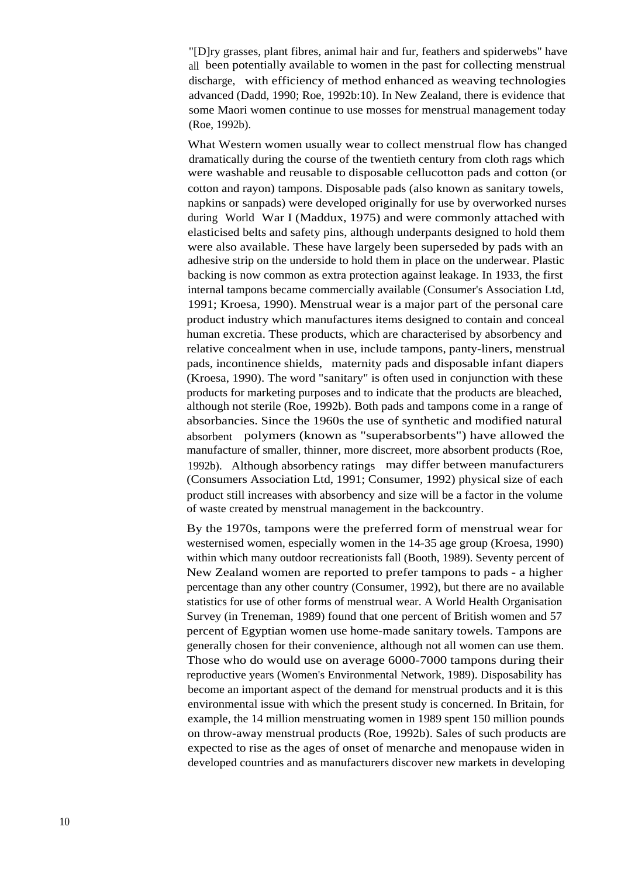"[D]ry grasses, plant fibres, animal hair and fur, feathers and spiderwebs" have all been potentially available to women in the past for collecting menstrual discharge, with efficiency of method enhanced as weaving technologies advanced (Dadd, 1990; Roe, 1992b:10). In New Zealand, there is evidence that some Maori women continue to use mosses for menstrual management today (Roe, 1992b).

What Western women usually wear to collect menstrual flow has changed dramatically during the course of the twentieth century from cloth rags which were washable and reusable to disposable cellucotton pads and cotton (or cotton and rayon) tampons. Disposable pads (also known as sanitary towels, napkins or sanpads) were developed originally for use by overworked nurses during World War I (Maddux, 1975) and were commonly attached with elasticised belts and safety pins, although underpants designed to hold them were also available. These have largely been superseded by pads with an adhesive strip on the underside to hold them in place on the underwear. Plastic backing is now common as extra protection against leakage. In 1933, the first internal tampons became commercially available (Consumer's Association Ltd, 1991; Kroesa, 1990). Menstrual wear is a major part of the personal care product industry which manufactures items designed to contain and conceal human excretia. These products, which are characterised by absorbency and relative concealment when in use, include tampons, panty-liners, menstrual pads, incontinence shields, maternity pads and disposable infant diapers (Kroesa, 1990). The word "sanitary" is often used in conjunction with these products for marketing purposes and to indicate that the products are bleached, although not sterile (Roe, 1992b). Both pads and tampons come in a range of absorbancies. Since the 1960s the use of synthetic and modified natural absorbent polymers (known as "superabsorbents") have allowed the manufacture of smaller, thinner, more discreet, more absorbent products (Roe, 1992b). Although absorbency ratings may differ between manufacturers (Consumers Association Ltd, 1991; Consumer, 1992) physical size of each product still increases with absorbency and size will be a factor in the volume of waste created by menstrual management in the backcountry.

By the 1970s, tampons were the preferred form of menstrual wear for westernised women, especially women in the 14-35 age group (Kroesa, 1990) within which many outdoor recreationists fall (Booth, 1989). Seventy percent of New Zealand women are reported to prefer tampons to pads - a higher percentage than any other country (Consumer, 1992), but there are no available statistics for use of other forms of menstrual wear. A World Health Organisation Survey (in Treneman, 1989) found that one percent of British women and 57 percent of Egyptian women use home-made sanitary towels. Tampons are generally chosen for their convenience, although not all women can use them. Those who do would use on average 6000-7000 tampons during their reproductive years (Women's Environmental Network, 1989). Disposability has become an important aspect of the demand for menstrual products and it is this environmental issue with which the present study is concerned. In Britain, for example, the 14 million menstruating women in 1989 spent 150 million pounds on throw-away menstrual products (Roe, 1992b). Sales of such products are expected to rise as the ages of onset of menarche and menopause widen in developed countries and as manufacturers discover new markets in developing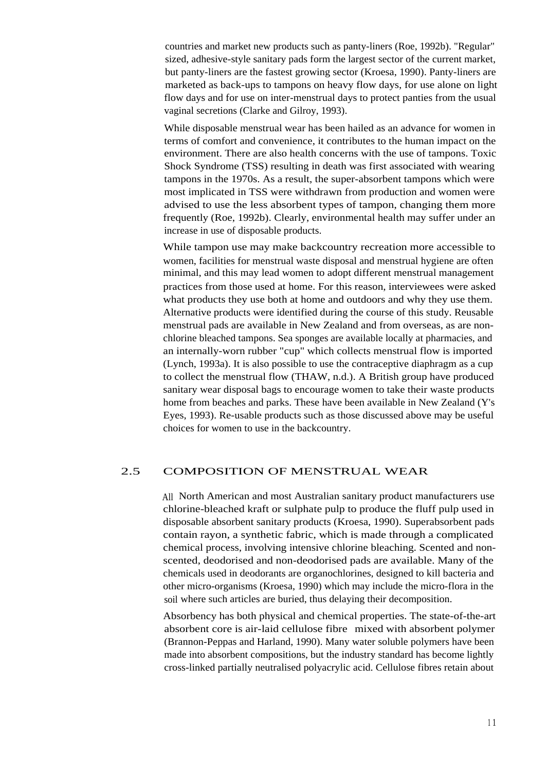countries and market new products such as panty-liners (Roe, 1992b). "Regular" sized, adhesive-style sanitary pads form the largest sector of the current market, but panty-liners are the fastest growing sector (Kroesa, 1990). Panty-liners are marketed as back-ups to tampons on heavy flow days, for use alone on light flow days and for use on inter-menstrual days to protect panties from the usual vaginal secretions (Clarke and Gilroy, 1993).

While disposable menstrual wear has been hailed as an advance for women in terms of comfort and convenience, it contributes to the human impact on the environment. There are also health concerns with the use of tampons. Toxic Shock Syndrome (TSS) resulting in death was first associated with wearing tampons in the 1970s. As a result, the super-absorbent tampons which were most implicated in TSS were withdrawn from production and women were advised to use the less absorbent types of tampon, changing them more frequently (Roe, 1992b). Clearly, environmental health may suffer under an increase in use of disposable products.

While tampon use may make backcountry recreation more accessible to women, facilities for menstrual waste disposal and menstrual hygiene are often minimal, and this may lead women to adopt different menstrual management practices from those used at home. For this reason, interviewees were asked what products they use both at home and outdoors and why they use them. Alternative products were identified during the course of this study. Reusable menstrual pads are available in New Zealand and from overseas, as are non-chlorine bleached tampons. Sea sponges are available locally at pharmacies, and an internally-worn rubber "cup" which collects menstrual flow is imported (Lynch, 1993a). It is also possible to use the contraceptive diaphragm as a cup to collect the menstrual flow (THAW, n.d.). A British group have produced sanitary wear disposal bags to encourage women to take their waste products home from beaches and parks. These have been available in New Zealand (Y's Eyes, 1993). Re-usable products such as those discussed above may be useful choices for women to use in the backcountry.

## 2.5 COMPOSITION OF MENSTRUAL WEAR

All North American and most Australian sanitary product manufacturers use chlorine-bleached kraft or sulphate pulp to produce the fluff pulp used in disposable absorbent sanitary products (Kroesa, 1990). Superabsorbent pads contain rayon, a synthetic fabric, which is made through a complicated chemical process, involving intensive chlorine bleaching. Scented and non-scented, deodorised and non-deodorised pads are available. Many of the chemicals used in deodorants are organochlorines, designed to kill bacteria and other micro-organisms (Kroesa, 1990) which may include the micro-flora in the soil where such articles are buried, thus delaying their decomposition.

Absorbency has both physical and chemical properties. The state-of-the-art absorbent core is air-laid cellulose fibre mixed with absorbent polymer (Brannon-Peppas and Harland, 1990). Many water soluble polymers have been made into absorbent compositions, but the industry standard has become lightly cross-linked partially neutralised polyacrylic acid. Cellulose fibres retain about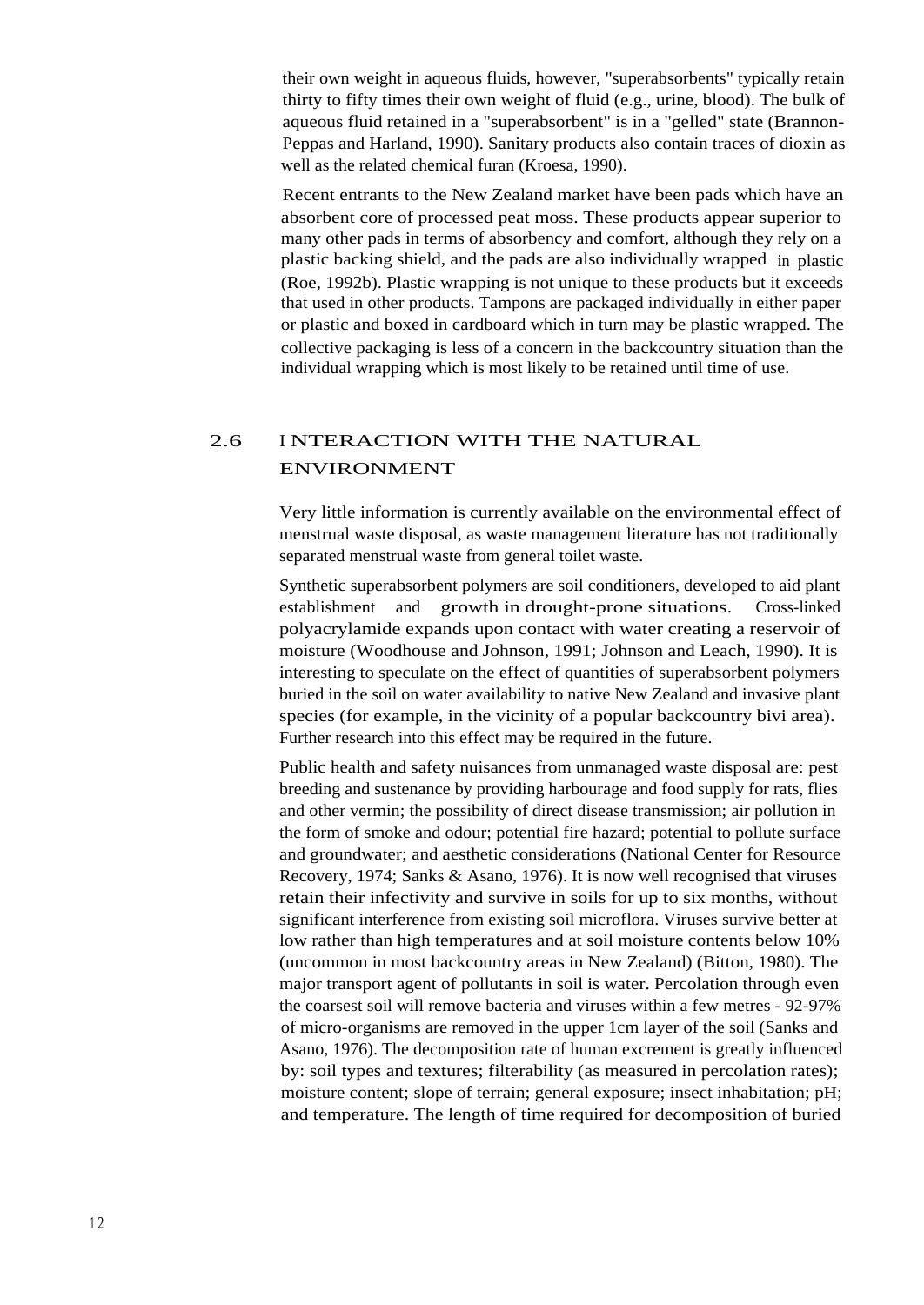their own weight in aqueous fluids, however, "superabsorbents" typically retain thirty to fifty times their own weight of fluid (e.g., urine, blood). The bulk of aqueous fluid retained in a "superabsorbent" is in a "gelled" state (Brannon-Peppas and Harland, 1990). Sanitary products also contain traces of dioxin as well as the related chemical furan (Kroesa, 1990).

Recent entrants to the New Zealand market have been pads which have an absorbent core of processed peat moss. These products appear superior to many other pads in terms of absorbency and comfort, although they rely on a plastic backing shield, and the pads are also individually wrapped in plastic (Roe, 1992b). Plastic wrapping is not unique to these products but it exceeds that used in other products. Tampons are packaged individually in either paper or plastic and boxed in cardboard which in turn may be plastic wrapped. The collective packaging is less of a concern in the backcountry situation than the individual wrapping which is most likely to be retained until time of use.

## 2.6 INTERACTION WITH THE NATURAL ENVIRONMENT

Very little information is currently available on the environmental effect of menstrual waste disposal, as waste management literature has not traditionally separated menstrual waste from general toilet waste.

Synthetic superabsorbent polymers are soil conditioners, developed to aid plant establishment and growth in drought-prone situations. Cross-linked polyacrylamide expands upon contact with water creating a reservoir of moisture (Woodhouse and Johnson, 1991; Johnson and Leach, 1990). It is interesting to speculate on the effect of quantities of superabsorbent polymers buried in the soil on water availability to native New Zealand and invasive plant species (for example, in the vicinity of a popular backcountry bivi area). Further research into this effect may be required in the future.

Public health and safety nuisances from unmanaged waste disposal are: pest breeding and sustenance by providing harbourage and food supply for rats, flies and other vermin; the possibility of direct disease transmission; air pollution in the form of smoke and odour; potential fire hazard; potential to pollute surface and groundwater; and aesthetic considerations (National Center for Resource Recovery, 1974; Sanks & Asano, 1976). It is now well recognised that viruses retain their infectivity and survive in soils for up to six months, without significant interference from existing soil microflora. Viruses survive better at low rather than high temperatures and at soil moisture contents below 10% (uncommon in most backcountry areas in New Zealand) (Bitton, 1980). The major transport agent of pollutants in soil is water. Percolation through even the coarsest soil will remove bacteria and viruses within a few metres - 92-97% of micro-organisms are removed in the upper 1cm layer of the soil (Sanks and Asano, 1976). The decomposition rate of human excrement is greatly influenced by: soil types and textures; filterability (as measured in percolation rates); moisture content; slope of terrain; general exposure; insect inhabitation; pH; and temperature. The length of time required for decomposition of buried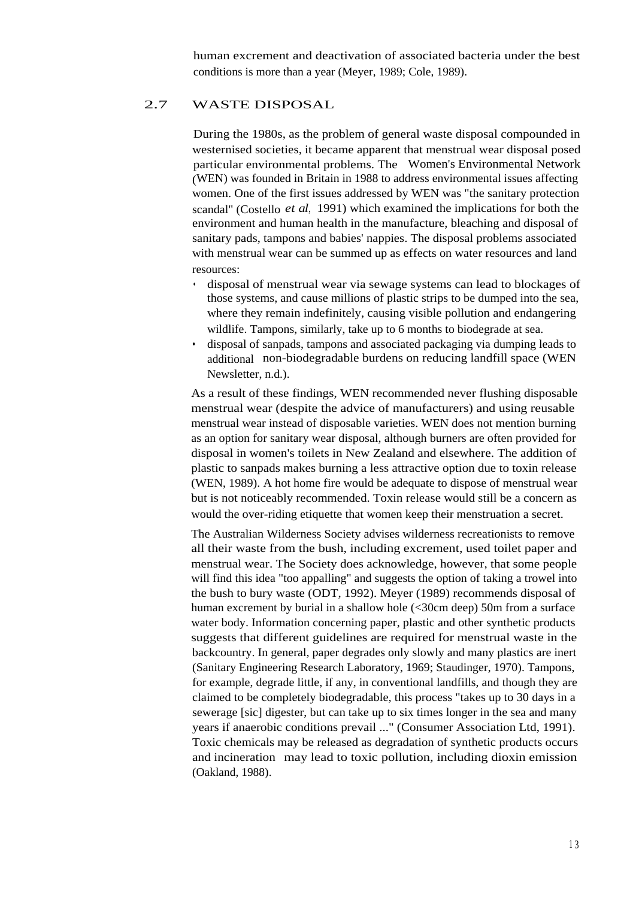human excrement and deactivation of associated bacteria under the best conditions is more than a year (Meyer, 1989; Cole, 1989).

## 2.7 WASTE DISPOSAL

During the 1980s, as the problem of general waste disposal compounded in westernised societies, it became apparent that menstrual wear disposal posed particular environmental problems. The Women's Environmental Network (WEN) was founded in Britain in 1988 to address environmental issues affecting women. One of the first issues addressed by WEN was "the sanitary protection scandal" (Costello *et al*, 1991) which examined the implications for both the environment and human health in the manufacture, bleaching and disposal of sanitary pads, tampons and babies' nappies. The disposal problems associated with menstrual wear can be summed up as effects on water resources and land resources:

- disposal of menstrual wear via sewage systems can lead to blockages of those systems, and cause millions of plastic strips to be dumped into the sea, where they remain indefinitely, causing visible pollution and endangering wildlife. Tampons, similarly, take up to 6 months to biodegrade at sea.
- disposal of sanpads, tampons and associated packaging via dumping leads to additional non-biodegradable burdens on reducing landfill space (WEN Newsletter, n.d.).

As a result of these findings, WEN recommended never flushing disposable menstrual wear (despite the advice of manufacturers) and using reusable menstrual wear instead of disposable varieties. WEN does not mention burning as an option for sanitary wear disposal, although burners are often provided for disposal in women's toilets in New Zealand and elsewhere. The addition of plastic to sanpads makes burning a less attractive option due to toxin release (WEN, 1989). A hot home fire would be adequate to dispose of menstrual wear but is not noticeably recommended. Toxin release would still be a concern as would the over-riding etiquette that women keep their menstruation a secret.

The Australian Wilderness Society advises wilderness recreationists to remove all their waste from the bush, including excrement, used toilet paper and menstrual wear. The Society does acknowledge, however, that some people will find this idea "too appalling" and suggests the option of taking a trowel into the bush to bury waste (ODT, 1992). Meyer (1989) recommends disposal of human excrement by burial in a shallow hole (<30cm deep) 50m from a surface water body. Information concerning paper, plastic and other synthetic products suggests that different guidelines are required for menstrual waste in the backcountry. In general, paper degrades only slowly and many plastics are inert (Sanitary Engineering Research Laboratory, 1969; Staudinger, 1970). Tampons, for example, degrade little, if any, in conventional landfills, and though they are claimed to be completely biodegradable, this process "takes up to 30 days in a sewerage [sic] digester, but can take up to six times longer in the sea and many years if anaerobic conditions prevail ..." (Consumer Association Ltd, 1991). Toxic chemicals may be released as degradation of synthetic products occurs and incineration may lead to toxic pollution, including dioxin emission (Oakland, 1988).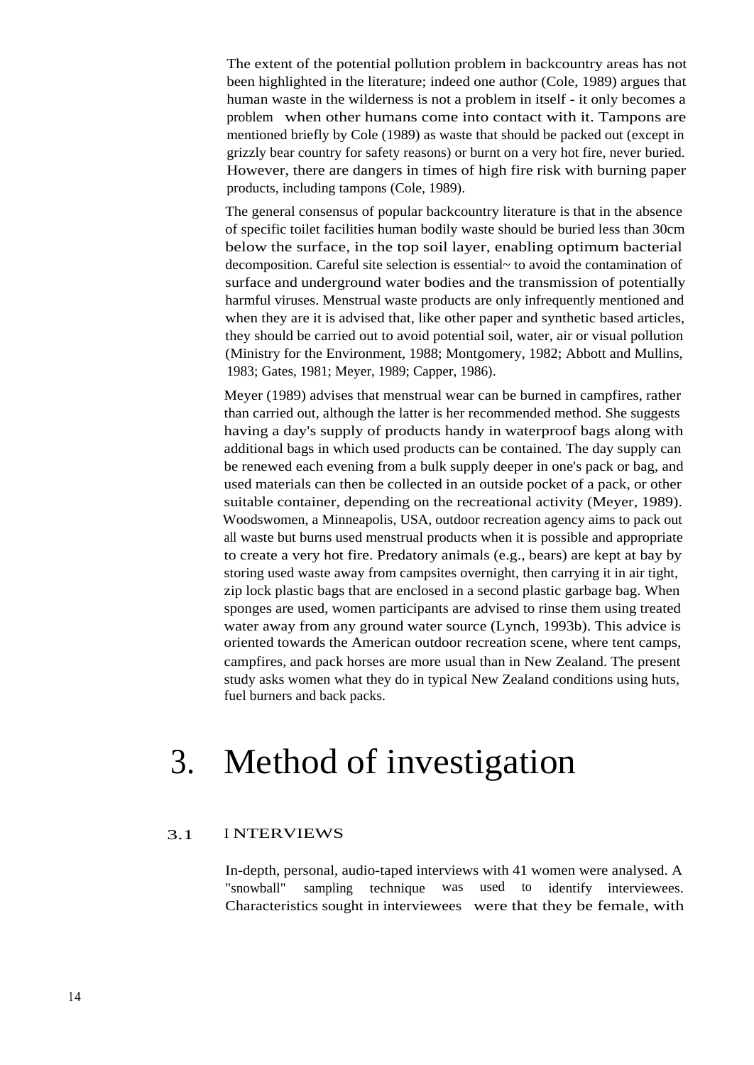The extent of the potential pollution problem in backcountry areas has not been highlighted in the literature; indeed one author (Cole, 1989) argues that human waste in the wilderness is not a problem in itself - it only becomes a problem when other humans come into contact with it. Tampons are mentioned briefly by Cole (1989) as waste that should be packed out (except in grizzly bear country for safety reasons) or burnt on a very hot fire, never buried. However, there are dangers in times of high fire risk with burning paper products, including tampons (Cole, 1989).

The general consensus of popular backcountry literature is that in the absence of specific toilet facilities human bodily waste should be buried less than 30cm below the surface, in the top soil layer, enabling optimum bacterial decomposition. Careful site selection is essential~ to avoid the contamination of surface and underground water bodies and the transmission of potentially harmful viruses. Menstrual waste products are only infrequently mentioned and when they are it is advised that, like other paper and synthetic based articles, they should be carried out to avoid potential soil, water, air or visual pollution (Ministry for the Environment, 1988; Montgomery, 1982; Abbott and Mullins, 1983; Gates, 1981; Meyer, 1989; Capper, 1986).

Meyer (1989) advises that menstrual wear can be burned in campfires, rather than carried out, although the latter is her recommended method. She suggests having a day's supply of products handy in waterproof bags along with additional bags in which used products can be contained. The day supply can be renewed each evening from a bulk supply deeper in one's pack or bag, and used materials can then be collected in an outside pocket of a pack, or other suitable container, depending on the recreational activity (Meyer, 1989). Woodswomen, a Minneapolis, USA, outdoor recreation agency aims to pack out all waste but burns used menstrual products when it is possible and appropriate to create a very hot fire. Predatory animals (e.g., bears) are kept at bay by storing used waste away from campsites overnight, then carrying it in air tight, zip lock plastic bags that are enclosed in a second plastic garbage bag. When sponges are used, women participants are advised to rinse them using treated water away from any ground water source (Lynch, 1993b). This advice is oriented towards the American outdoor recreation scene, where tent camps, campfires, and pack horses are more usual than in New Zealand. The present study asks women what they do in typical New Zealand conditions using huts, fuel burners and back packs.

# 3. Method of investigation

## 3.1 INTERVIEWS

In-depth, personal, audio-taped interviews with 41 women were analysed. A "snowball" sampling technique was used to identify interviewees. Characteristics sought in interviewees were that they be female, with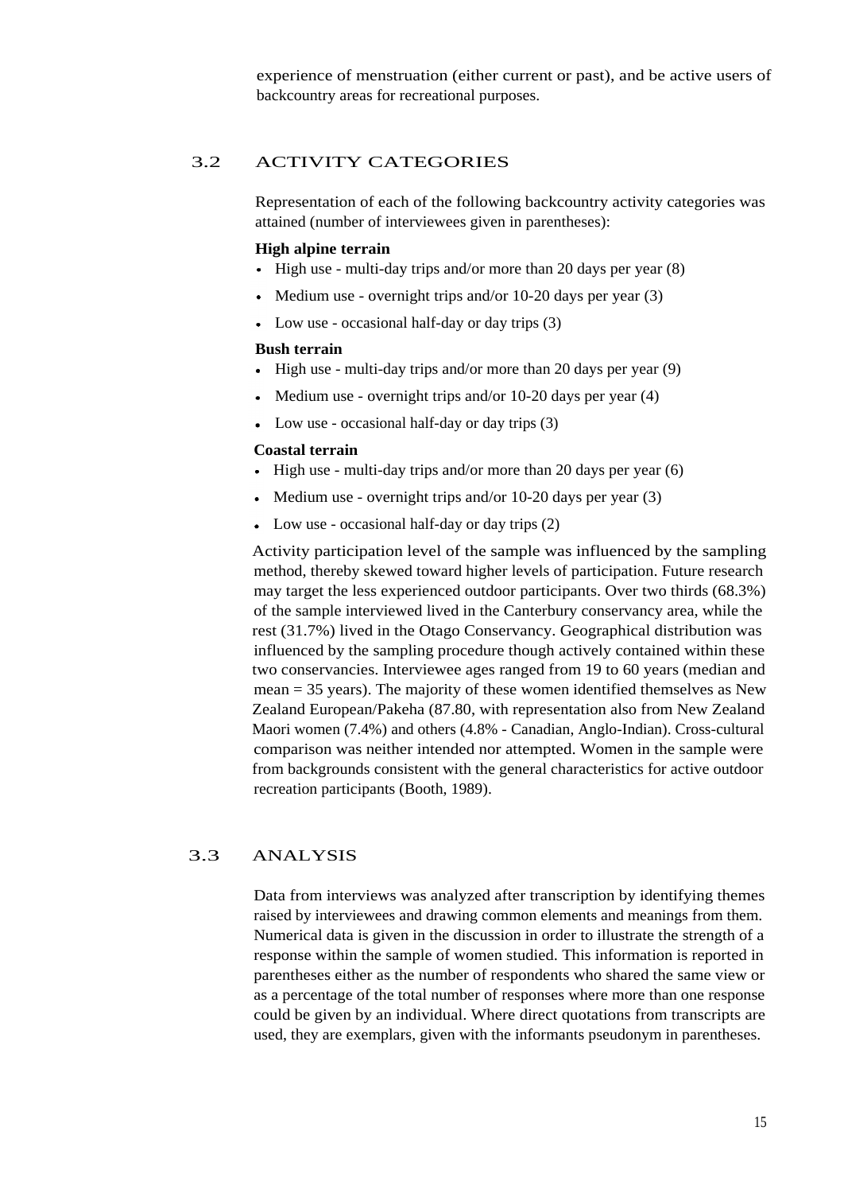experience of menstruation (either current or past), and be active users of backcountry areas for recreational purposes.

## 3.2 ACTIVITY CATEGORIES

Representation of each of the following backcountry activity categories was attained (number of interviewees given in parentheses):

**High alpine terrain**

- High use - multi-day trips and/or more than 20 days per year (8)
- Medium use - overnight trips and/or 10-20 days per year (3)
- Low use - occasional half-day or day trips (3)

**Bush terrain**

- High use - multi-day trips and/or more than 20 days per year (9)
- Medium use - overnight trips and/or 10-20 days per year (4)
- Low use - occasional half-day or day trips (3)

**Coastal terrain**

- High use - multi-day trips and/or more than 20 days per year (6)
- Medium use - overnight trips and/or 10-20 days per year (3)
- Low use - occasional half-day or day trips (2)

Activity participation level of the sample was influenced by the sampling method, thereby skewed toward higher levels of participation. Future research may target the less experienced outdoor participants. Over two thirds (68.3%) of the sample interviewed lived in the Canterbury conservancy area, while the rest (31.7%) lived in the Otago Conservancy. Geographical distribution was influenced by the sampling procedure though actively contained within these two conservancies. Interviewee ages ranged from 19 to 60 years (median and mean = 35 years). The majority of these women identified themselves as New Zealand European/Pakeha (87.80, with representation also from New Zealand Maori women (7.4%) and others (4.8% - Canadian, Anglo-Indian). Cross-cultural comparison was neither intended nor attempted. Women in the sample were from backgrounds consistent with the general characteristics for active outdoor recreation participants (Booth, 1989).

## 3.3 ANALYSIS

Data from interviews was analyzed after transcription by identifying themes raised by interviewees and drawing common elements and meanings from them. Numerical data is given in the discussion in order to illustrate the strength of a response within the sample of women studied. This information is reported in parentheses either as the number of respondents who shared the same view or as a percentage of the total number of responses where more than one response could be given by an individual. Where direct quotations from transcripts are used, they are exemplars, given with the informants pseudonym in parentheses.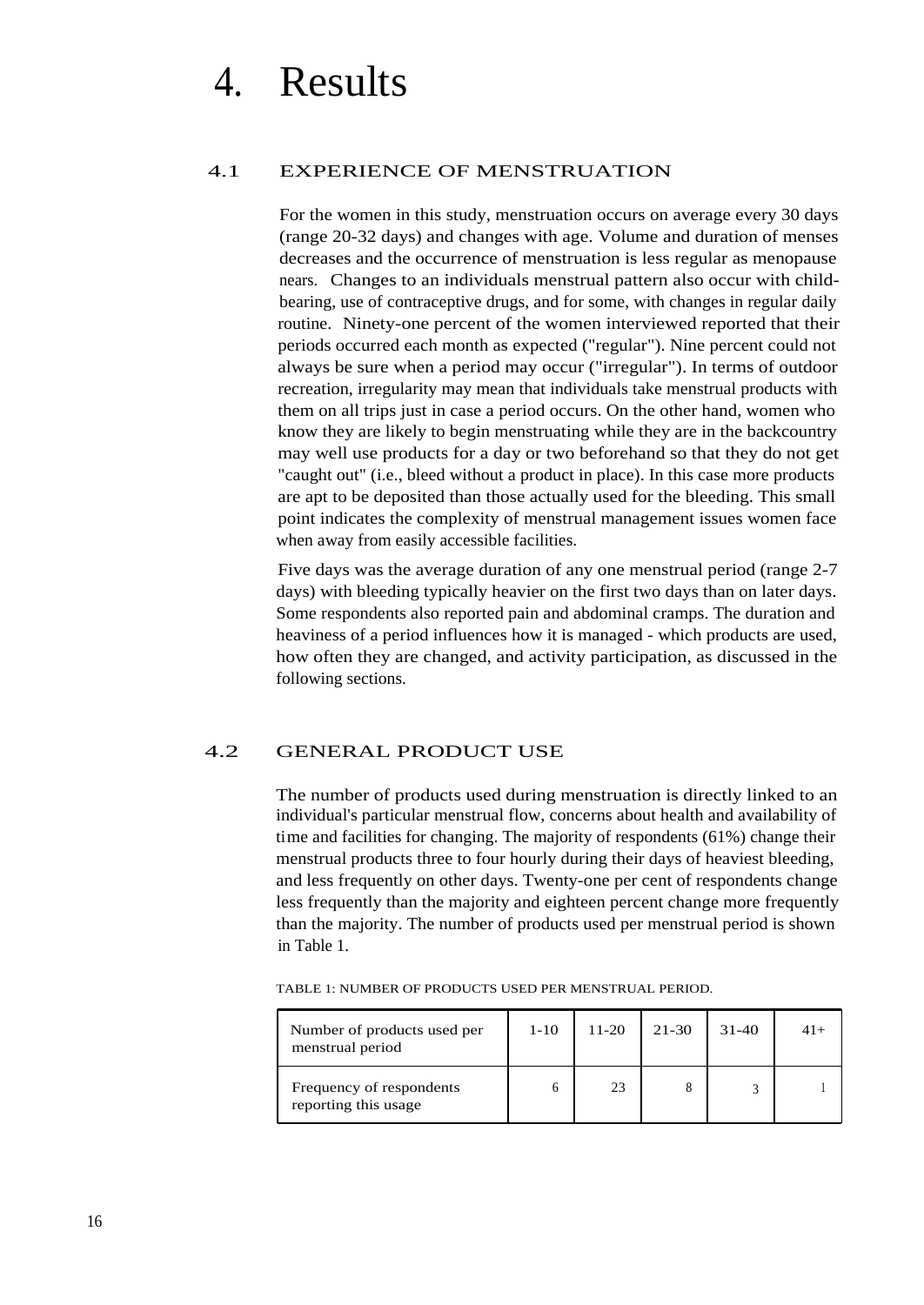# 4. Results

## 4.1 EXPERIENCE OF MENSTRUATION

For the women in this study, menstruation occurs on average every 30 days (range 20-32 days) and changes with age. Volume and duration of menses decreases and the occurrence of menstruation is less regular as menopause nears. Changes to an individuals menstrual pattern also occur with child-bearing, use of contraceptive drugs, and for some, with changes in regular daily routine. Ninety-one percent of the women interviewed reported that their periods occurred each month as expected ("regular"). Nine percent could not always be sure when a period may occur ("irregular"). In terms of outdoor recreation, irregularity may mean that individuals take menstrual products with them on all trips just in case a period occurs. On the other hand, women who know they are likely to begin menstruating while they are in the backcountry may well use products for a day or two beforehand so that they do not get "caught out" (i.e., bleed without a product in place). In this case more products are apt to be deposited than those actually used for the bleeding. This small point indicates the complexity of menstrual management issues women face when away from easily accessible facilities.

Five days was the average duration of any one menstrual period (range 2-7 days) with bleeding typically heavier on the first two days than on later days. Some respondents also reported pain and abdominal cramps. The duration and heaviness of a period influences how it is managed - which products are used, how often they are changed, and activity participation, as discussed in the following sections.

## 4.2 GENERAL PRODUCT USE

The number of products used during menstruation is directly linked to an individual's particular menstrual flow, concerns about health and availability of time and facilities for changing. The majority of respondents (61%) change their menstrual products three to four hourly during their days of heaviest bleeding, and less frequently on other days. Twenty-one per cent of respondents change less frequently than the majority and eighteen percent change more frequently than the majority. The number of products used per menstrual period is shown in Table 1.

TABLE 1: NUMBER OF PRODUCTS USED PER MENSTRUAL PERIOD.

| Number of products used per menstrual period | 1-10 | 11-20 | 21-30 | 31-40 | 41+ |
|---|---|---|---|---|---|
| Frequency of respondents reporting this usage | 6 | 23 | 8 | 3 | 1 |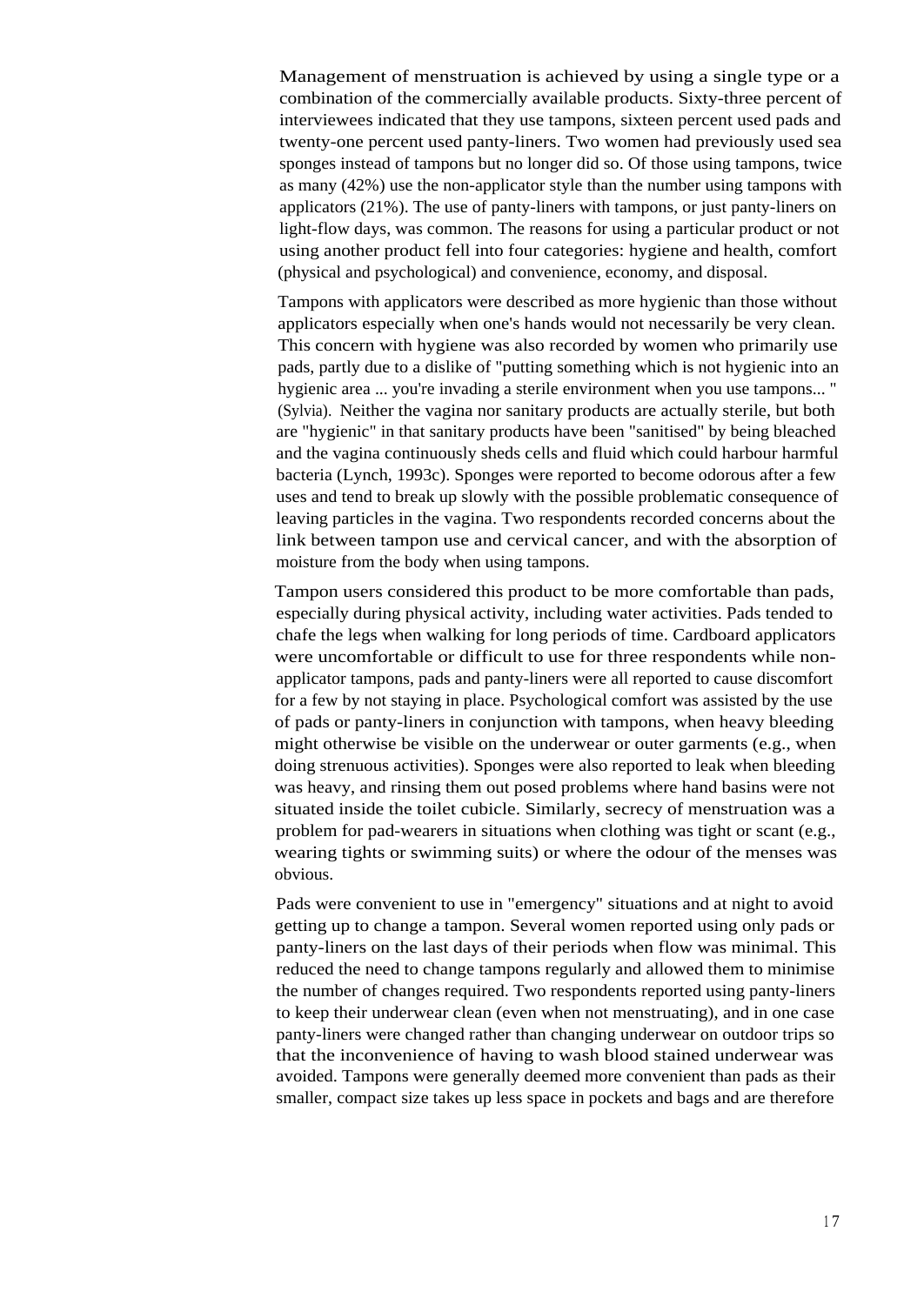Management of menstruation is achieved by using a single type or a combination of the commercially available products. Sixty-three percent of interviewees indicated that they use tampons, sixteen percent used pads and twenty-one percent used panty-liners. Two women had previously used sea sponges instead of tampons but no longer did so. Of those using tampons, twice as many (42%) use the non-applicator style than the number using tampons with applicators (21%). The use of panty-liners with tampons, or just panty-liners on light-flow days, was common. The reasons for using a particular product or not using another product fell into four categories: hygiene and health, comfort (physical and psychological) and convenience, economy, and disposal.

Tampons with applicators were described as more hygienic than those without applicators especially when one's hands would not necessarily be very clean. This concern with hygiene was also recorded by women who primarily use pads, partly due to a dislike of "putting something which is not hygienic into an hygienic area ... you're invading a sterile environment when you use tampons... " (Sylvia). Neither the vagina nor sanitary products are actually sterile, but both are "hygienic" in that sanitary products have been "sanitised" by being bleached and the vagina continuously sheds cells and fluid which could harbour harmful bacteria (Lynch, 1993c). Sponges were reported to become odorous after a few uses and tend to break up slowly with the possible problematic consequence of leaving particles in the vagina. Two respondents recorded concerns about the link between tampon use and cervical cancer, and with the absorption of moisture from the body when using tampons.

Tampon users considered this product to be more comfortable than pads, especially during physical activity, including water activities. Pads tended to chafe the legs when walking for long periods of time. Cardboard applicators were uncomfortable or difficult to use for three respondents while non-applicator tampons, pads and panty-liners were all reported to cause discomfort for a few by not staying in place. Psychological comfort was assisted by the use of pads or panty-liners in conjunction with tampons, when heavy bleeding might otherwise be visible on the underwear or outer garments (e.g., when doing strenuous activities). Sponges were also reported to leak when bleeding was heavy, and rinsing them out posed problems where hand basins were not situated inside the toilet cubicle. Similarly, secrecy of menstruation was a problem for pad-wearers in situations when clothing was tight or scant (e.g., wearing tights or swimming suits) or where the odour of the menses was obvious.

Pads were convenient to use in "emergency" situations and at night to avoid getting up to change a tampon. Several women reported using only pads or panty-liners on the last days of their periods when flow was minimal. This reduced the need to change tampons regularly and allowed them to minimise the number of changes required. Two respondents reported using panty-liners to keep their underwear clean (even when not menstruating), and in one case panty-liners were changed rather than changing underwear on outdoor trips so that the inconvenience of having to wash blood stained underwear was avoided. Tampons were generally deemed more convenient than pads as their smaller, compact size takes up less space in pockets and bags and are therefore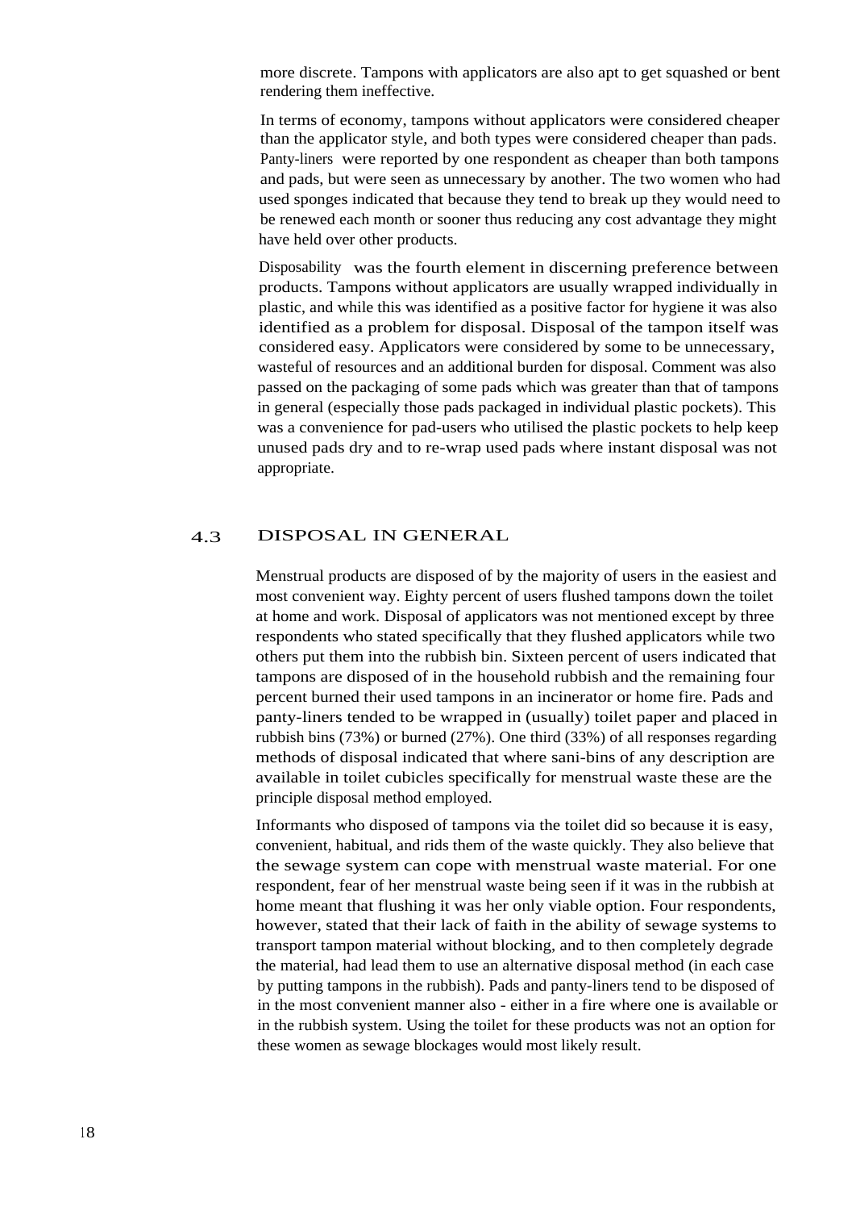more discrete. Tampons with applicators are also apt to get squashed or bent rendering them ineffective.

In terms of economy, tampons without applicators were considered cheaper than the applicator style, and both types were considered cheaper than pads. Panty-liners were reported by one respondent as cheaper than both tampons and pads, but were seen as unnecessary by another. The two women who had used sponges indicated that because they tend to break up they would need to be renewed each month or sooner thus reducing any cost advantage they might have held over other products.

Disposability was the fourth element in discerning preference between products. Tampons without applicators are usually wrapped individually in plastic, and while this was identified as a positive factor for hygiene it was also identified as a problem for disposal. Disposal of the tampon itself was considered easy. Applicators were considered by some to be unnecessary, wasteful of resources and an additional burden for disposal. Comment was also passed on the packaging of some pads which was greater than that of tampons in general (especially those pads packaged in individual plastic pockets). This was a convenience for pad-users who utilised the plastic pockets to help keep unused pads dry and to re-wrap used pads where instant disposal was not appropriate.

## 4.3 DISPOSAL IN GENERAL

Menstrual products are disposed of by the majority of users in the easiest and most convenient way. Eighty percent of users flushed tampons down the toilet at home and work. Disposal of applicators was not mentioned except by three respondents who stated specifically that they flushed applicators while two others put them into the rubbish bin. Sixteen percent of users indicated that tampons are disposed of in the household rubbish and the remaining four percent burned their used tampons in an incinerator or home fire. Pads and panty-liners tended to be wrapped in (usually) toilet paper and placed in rubbish bins (73%) or burned (27%). One third (33%) of all responses regarding methods of disposal indicated that where sani-bins of any description are available in toilet cubicles specifically for menstrual waste these are the principle disposal method employed.

Informants who disposed of tampons via the toilet did so because it is easy, convenient, habitual, and rids them of the waste quickly. They also believe that the sewage system can cope with menstrual waste material. For one respondent, fear of her menstrual waste being seen if it was in the rubbish at home meant that flushing it was her only viable option. Four respondents, however, stated that their lack of faith in the ability of sewage systems to transport tampon material without blocking, and to then completely degrade the material, had lead them to use an alternative disposal method (in each case by putting tampons in the rubbish). Pads and panty-liners tend to be disposed of in the most convenient manner also - either in a fire where one is available or in the rubbish system. Using the toilet for these products was not an option for these women as sewage blockages would most likely result.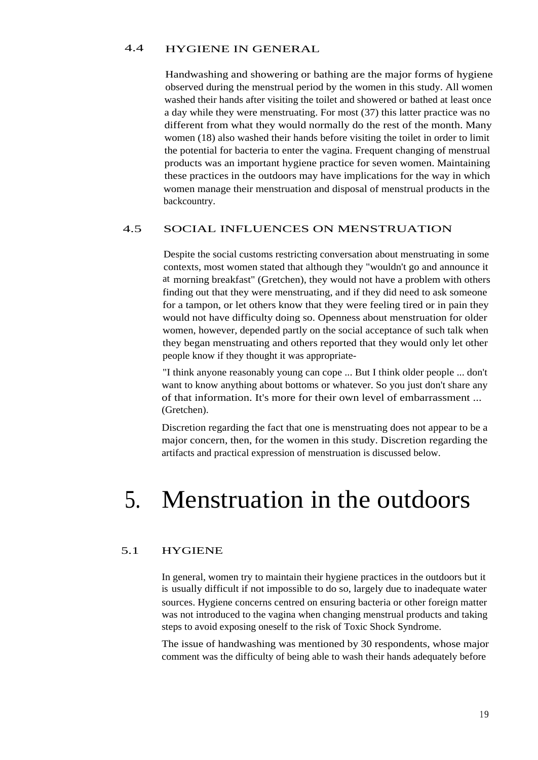### 4.4 HYGIENE IN GENERAL

Handwashing and showering or bathing are the major forms of hygiene observed during the menstrual period by the women in this study. All women washed their hands after visiting the toilet and showered or bathed at least once a day while they were menstruating. For most (37) this latter practice was no different from what they would normally do the rest of the month. Many women (18) also washed their hands before visiting the toilet in order to limit the potential for bacteria to enter the vagina. Frequent changing of menstrual products was an important hygiene practice for seven women. Maintaining these practices in the outdoors may have implications for the way in which women manage their menstruation and disposal of menstrual products in the backcountry.

### 4.5 SOCIAL INFLUENCES ON MENSTRUATION

Despite the social customs restricting conversation about menstruating in some contexts, most women stated that although they "wouldn't go and announce it at morning breakfast" (Gretchen), they would not have a problem with others finding out that they were menstruating, and if they did need to ask someone for a tampon, or let others know that they were feeling tired or in pain they would not have difficulty doing so. Openness about menstruation for older women, however, depended partly on the social acceptance of such talk when they began menstruating and others reported that they would only let other people know if they thought it was appropriate-

"I think anyone reasonably young can cope ... But I think older people ... don't want to know anything about bottoms or whatever. So you just don't share any of that information. It's more for their own level of embarrassment ... (Gretchen).

Discretion regarding the fact that one is menstruating does not appear to be a major concern, then, for the women in this study. Discretion regarding the artifacts and practical expression of menstruation is discussed below.

# 5. Menstruation in the outdoors

### 5.1 HYGIENE

In general, women try to maintain their hygiene practices in the outdoors but it is usually difficult if not impossible to do so, largely due to inadequate water sources. Hygiene concerns centred on ensuring bacteria or other foreign matter was not introduced to the vagina when changing menstrual products and taking steps to avoid exposing oneself to the risk of Toxic Shock Syndrome.

The issue of handwashing was mentioned by 30 respondents, whose major comment was the difficulty of being able to wash their hands adequately before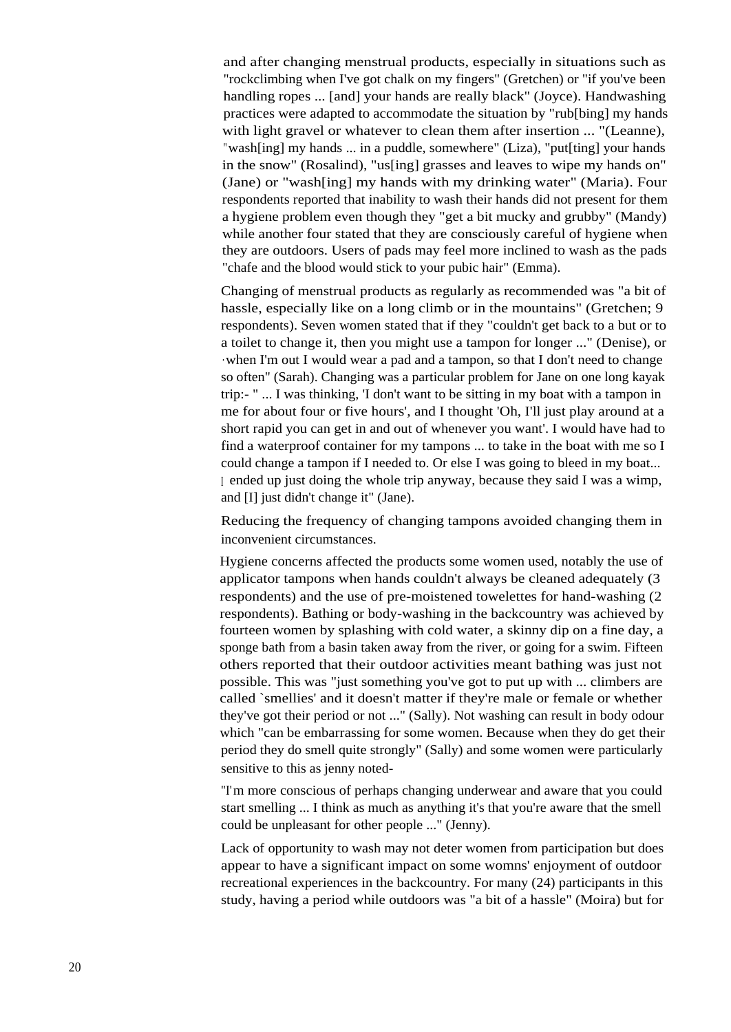and after changing menstrual products, especially in situations such as "rockclimbing when I've got chalk on my fingers" (Gretchen) or "if you've been handling ropes ... [and] your hands are really black" (Joyce). Handwashing practices were adapted to accommodate the situation by "rub[bing] my hands with light gravel or whatever to clean them after insertion ... "(Leanne), "wash[ing] my hands ... in a puddle, somewhere" (Liza), "put[ting] your hands in the snow" (Rosalind), "us[ing] grasses and leaves to wipe my hands on" (Jane) or "wash[ing] my hands with my drinking water" (Maria). Four respondents reported that inability to wash their hands did not present for them a hygiene problem even though they "get a bit mucky and grubby" (Mandy) while another four stated that they are consciously careful of hygiene when they are outdoors. Users of pads may feel more inclined to wash as the pads "chafe and the blood would stick to your pubic hair" (Emma).

Changing of menstrual products as regularly as recommended was "a bit of hassle, especially like on a long climb or in the mountains" (Gretchen; 9 respondents). Seven women stated that if they "couldn't get back to a but or to a toilet to change it, then you might use a tampon for longer ..." (Denise), or ·when I'm out I would wear a pad and a tampon, so that I don't need to change so often" (Sarah). Changing was a particular problem for Jane on one long kayak trip:- " ... I was thinking, 'I don't want to be sitting in my boat with a tampon in me for about four or five hours', and I thought 'Oh, I'll just play around at a short rapid you can get in and out of whenever you want'. I would have had to find a waterproof container for my tampons ... to take in the boat with me so I could change a tampon if I needed to. Or else I was going to bleed in my boat... I ended up just doing the whole trip anyway, because they said I was a wimp, and [I] just didn't change it" (Jane).

Reducing the frequency of changing tampons avoided changing them in inconvenient circumstances.

Hygiene concerns affected the products some women used, notably the use of applicator tampons when hands couldn't always be cleaned adequately (3 respondents) and the use of pre-moistened towelettes for hand-washing (2 respondents). Bathing or body-washing in the backcountry was achieved by fourteen women by splashing with cold water, a skinny dip on a fine day, a sponge bath from a basin taken away from the river, or going for a swim. Fifteen others reported that their outdoor activities meant bathing was just not possible. This was "just something you've got to put up with ... climbers are called `smellies' and it doesn't matter if they're male or female or whether they've got their period or not ..." (Sally). Not washing can result in body odour which "can be embarrassing for some women. Because when they do get their period they do smell quite strongly" (Sally) and some women were particularly sensitive to this as jenny noted-

"I'm more conscious of perhaps changing underwear and aware that you could start smelling ... I think as much as anything it's that you're aware that the smell could be unpleasant for other people ..." (Jenny).

Lack of opportunity to wash may not deter women from participation but does appear to have a significant impact on some womns' enjoyment of outdoor recreational experiences in the backcountry. For many (24) participants in this study, having a period while outdoors was "a bit of a hassle" (Moira) but for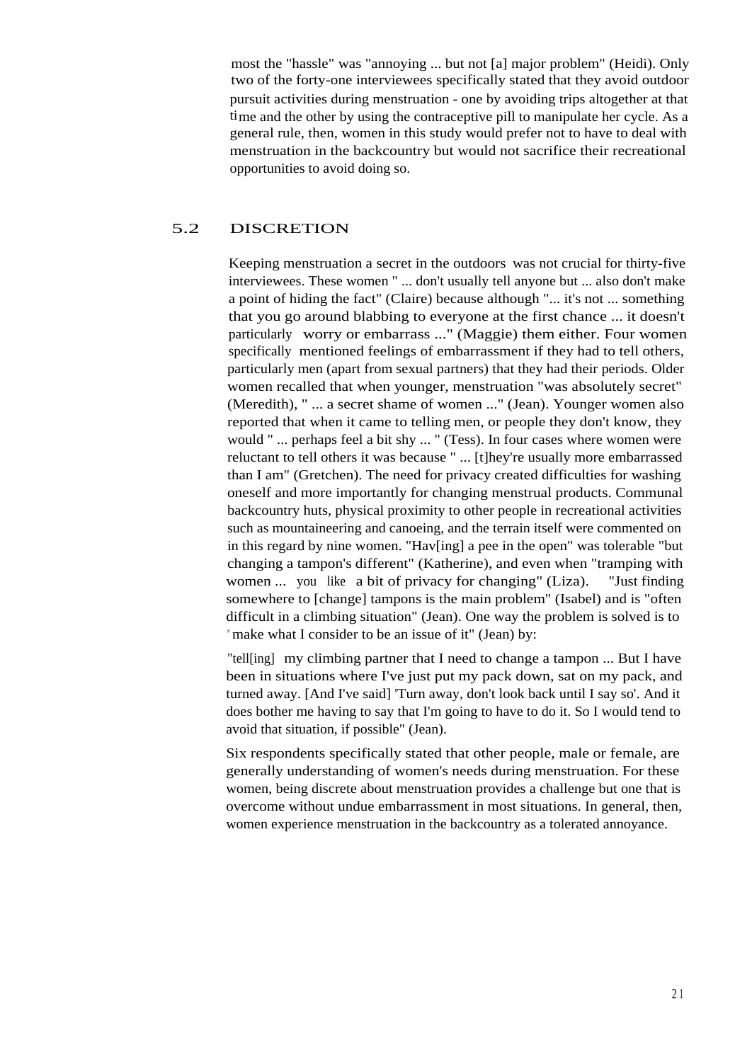most the "hassle" was "annoying ... but not [a] major problem" (Heidi). Only two of the forty-one interviewees specifically stated that they avoid outdoor pursuit activities during menstruation - one by avoiding trips altogether at that time and the other by using the contraceptive pill to manipulate her cycle. As a general rule, then, women in this study would prefer not to have to deal with menstruation in the backcountry but would not sacrifice their recreational opportunities to avoid doing so.

## 5.2 DISCRETION

Keeping menstruation a secret in the outdoors was not crucial for thirty-five interviewees. These women " ... don't usually tell anyone but ... also don't make a point of hiding the fact" (Claire) because although "... it's not ... something that you go around blabbing to everyone at the first chance ... it doesn't particularly worry or embarrass ..." (Maggie) them either. Four women specifically mentioned feelings of embarrassment if they had to tell others, particularly men (apart from sexual partners) that they had their periods. Older women recalled that when younger, menstruation "was absolutely secret" (Meredith), " ... a secret shame of women ..." (Jean). Younger women also reported that when it came to telling men, or people they don't know, they would " ... perhaps feel a bit shy ... " (Tess). In four cases where women were reluctant to tell others it was because " ... [t]hey're usually more embarrassed than I am" (Gretchen). The need for privacy created difficulties for washing oneself and more importantly for changing menstrual products. Communal backcountry huts, physical proximity to other people in recreational activities such as mountaineering and canoeing, and the terrain itself were commented on in this regard by nine women. "Hav[ing] a pee in the open" was tolerable "but changing a tampon's different" (Katherine), and even when "tramping with women ... you like a bit of privacy for changing" (Liza). "Just finding somewhere to [change] tampons is the main problem" (Isabel) and is "often difficult in a climbing situation" (Jean). One way the problem is solved is to "make what I consider to be an issue of it" (Jean) by:

"tell[ing] my climbing partner that I need to change a tampon ... But I have been in situations where I've just put my pack down, sat on my pack, and turned away. [And I've said] 'Turn away, don't look back until I say so'. And it does bother me having to say that I'm going to have to do it. So I would tend to avoid that situation, if possible" (Jean).

Six respondents specifically stated that other people, male or female, are generally understanding of women's needs during menstruation. For these women, being discrete about menstruation provides a challenge but one that is overcome without undue embarrassment in most situations. In general, then, women experience menstruation in the backcountry as a tolerated annoyance.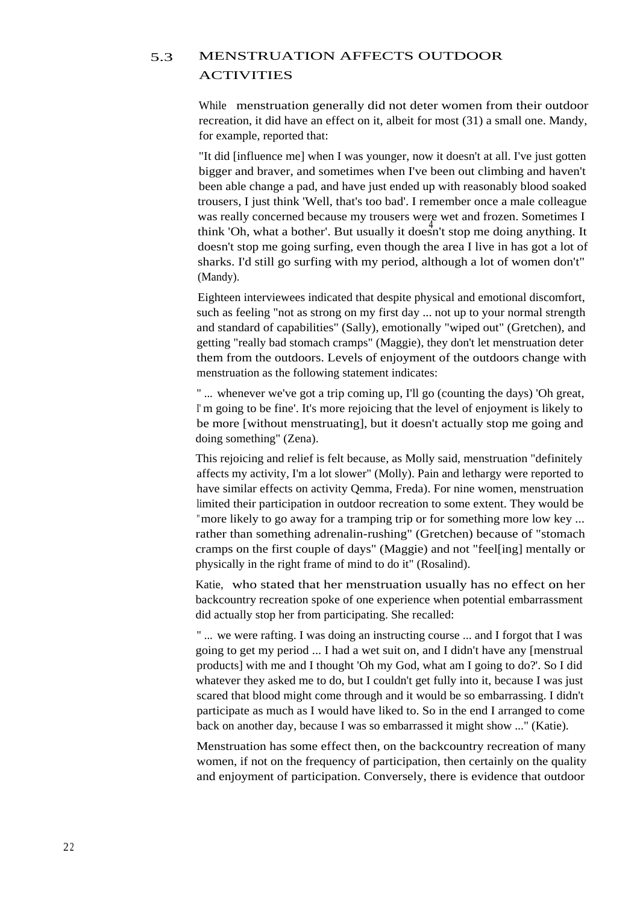## 5.3 MENSTRUATION AFFECTS OUTDOOR ACTIVITIES

While menstruation generally did not deter women from their outdoor recreation, it did have an effect on it, albeit for most (31) a small one. Mandy, for example, reported that:

> "It did [influence me] when I was younger, now it doesn't at all. I've just gotten bigger and braver, and sometimes when I've been out climbing and haven't been able change a pad, and have just ended up with reasonably blood soaked trousers, I just think 'Well, that's too bad'. I remember once a male colleague was really concerned because my trousers were wet and frozen. Sometimes I think 'Oh, what a bother'. But usually it doesn't stop me doing anything. It doesn't stop me going surfing, even though the area I live in has got a lot of sharks. I'd still go surfing with my period, although a lot of women don't" (Mandy).

Eighteen interviewees indicated that despite physical and emotional discomfort, such as feeling "not as strong on my first day ... not up to your normal strength and standard of capabilities" (Sally), emotionally "wiped out" (Gretchen), and getting "really bad stomach cramps" (Maggie), they don't let menstruation deter them from the outdoors. Levels of enjoyment of the outdoors change with menstruation as the following statement indicates:

> " ... whenever we've got a trip coming up, I'll go (counting the days) 'Oh great, I'm going to be fine'. It's more rejoicing that the level of enjoyment is likely to be more [without menstruating], but it doesn't actually stop me going and doing something" (Zena).

This rejoicing and relief is felt because, as Molly said, menstruation "definitely affects my activity, I'm a lot slower" (Molly). Pain and lethargy were reported to have similar effects on activity Qemma, Freda). For nine women, menstruation limited their participation in outdoor recreation to some extent. They would be "more likely to go away for a tramping trip or for something more low key ... rather than something adrenalin-rushing" (Gretchen) because of "stomach cramps on the first couple of days" (Maggie) and not "feel[ing] mentally or physically in the right frame of mind to do it" (Rosalind).

Katie, who stated that her menstruation usually has no effect on her backcountry recreation spoke of one experience when potential embarrassment did actually stop her from participating. She recalled:

> " ... we were rafting. I was doing an instructing course ... and I forgot that I was going to get my period ... I had a wet suit on, and I didn't have any [menstrual products] with me and I thought 'Oh my God, what am I going to do?'. So I did whatever they asked me to do, but I couldn't get fully into it, because I was just scared that blood might come through and it would be so embarrassing. I didn't participate as much as I would have liked to. So in the end I arranged to come back on another day, because I was so embarrassed it might show ..." (Katie).

Menstruation has some effect then, on the backcountry recreation of many women, if not on the frequency of participation, then certainly on the quality and enjoyment of participation. Conversely, there is evidence that outdoor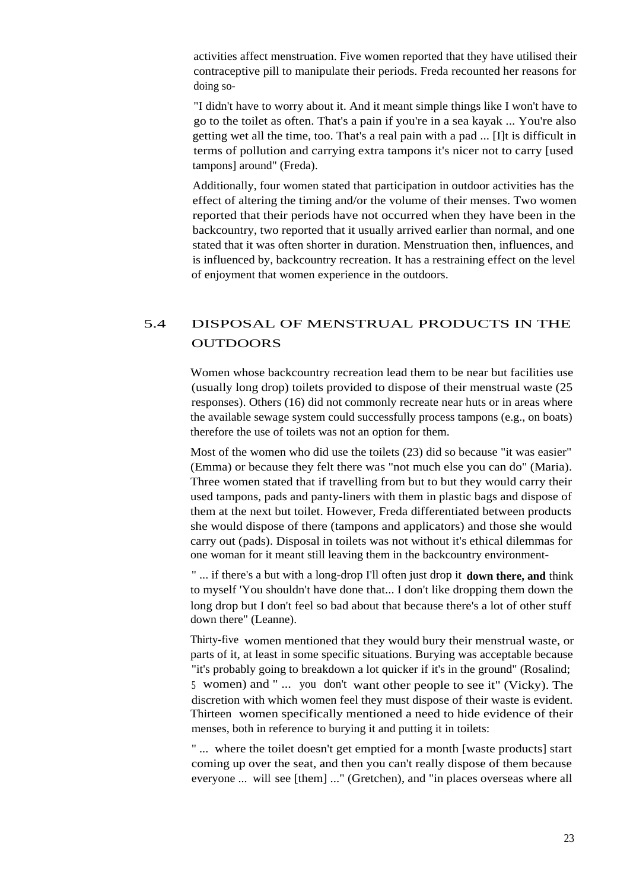activities affect menstruation. Five women reported that they have utilised their contraceptive pill to manipulate their periods. Freda recounted her reasons for doing so-

"I didn't have to worry about it. And it meant simple things like I won't have to go to the toilet as often. That's a pain if you're in a sea kayak ... You're also getting wet all the time, too. That's a real pain with a pad ... [I]t is difficult in terms of pollution and carrying extra tampons it's nicer not to carry [used tampons] around" (Freda).

Additionally, four women stated that participation in outdoor activities has the effect of altering the timing and/or the volume of their menses. Two women reported that their periods have not occurred when they have been in the backcountry, two reported that it usually arrived earlier than normal, and one stated that it was often shorter in duration. Menstruation then, influences, and is influenced by, backcountry recreation. It has a restraining effect on the level of enjoyment that women experience in the outdoors.

## 5.4 DISPOSAL OF MENSTRUAL PRODUCTS IN THE OUTDOORS

Women whose backcountry recreation lead them to be near but facilities use (usually long drop) toilets provided to dispose of their menstrual waste (25 responses). Others (16) did not commonly recreate near huts or in areas where the available sewage system could successfully process tampons (e.g., on boats) therefore the use of toilets was not an option for them.

Most of the women who did use the toilets (23) did so because "it was easier" (Emma) or because they felt there was "not much else you can do" (Maria). Three women stated that if travelling from but to but they would carry their used tampons, pads and panty-liners with them in plastic bags and dispose of them at the next but toilet. However, Freda differentiated between products she would dispose of there (tampons and applicators) and those she would carry out (pads). Disposal in toilets was not without it's ethical dilemmas for one woman for it meant still leaving them in the backcountry environment-

" ... if there's a but with a long-drop I'll often just drop it **down there, and** think to myself 'You shouldn't have done that... I don't like dropping them down the long drop but I don't feel so bad about that because there's a lot of other stuff down there" (Leanne).

Thirty-five women mentioned that they would bury their menstrual waste, or parts of it, at least in some specific situations. Burying was acceptable because "it's probably going to breakdown a lot quicker if it's in the ground" (Rosalind; 5 women) and " ... you don't want other people to see it" (Vicky). The discretion with which women feel they must dispose of their waste is evident. Thirteen women specifically mentioned a need to hide evidence of their menses, both in reference to burying it and putting it in toilets:

" ... where the toilet doesn't get emptied for a month [waste products] start coming up over the seat, and then you can't really dispose of them because everyone ... will see [them] ..." (Gretchen), and "in places overseas where all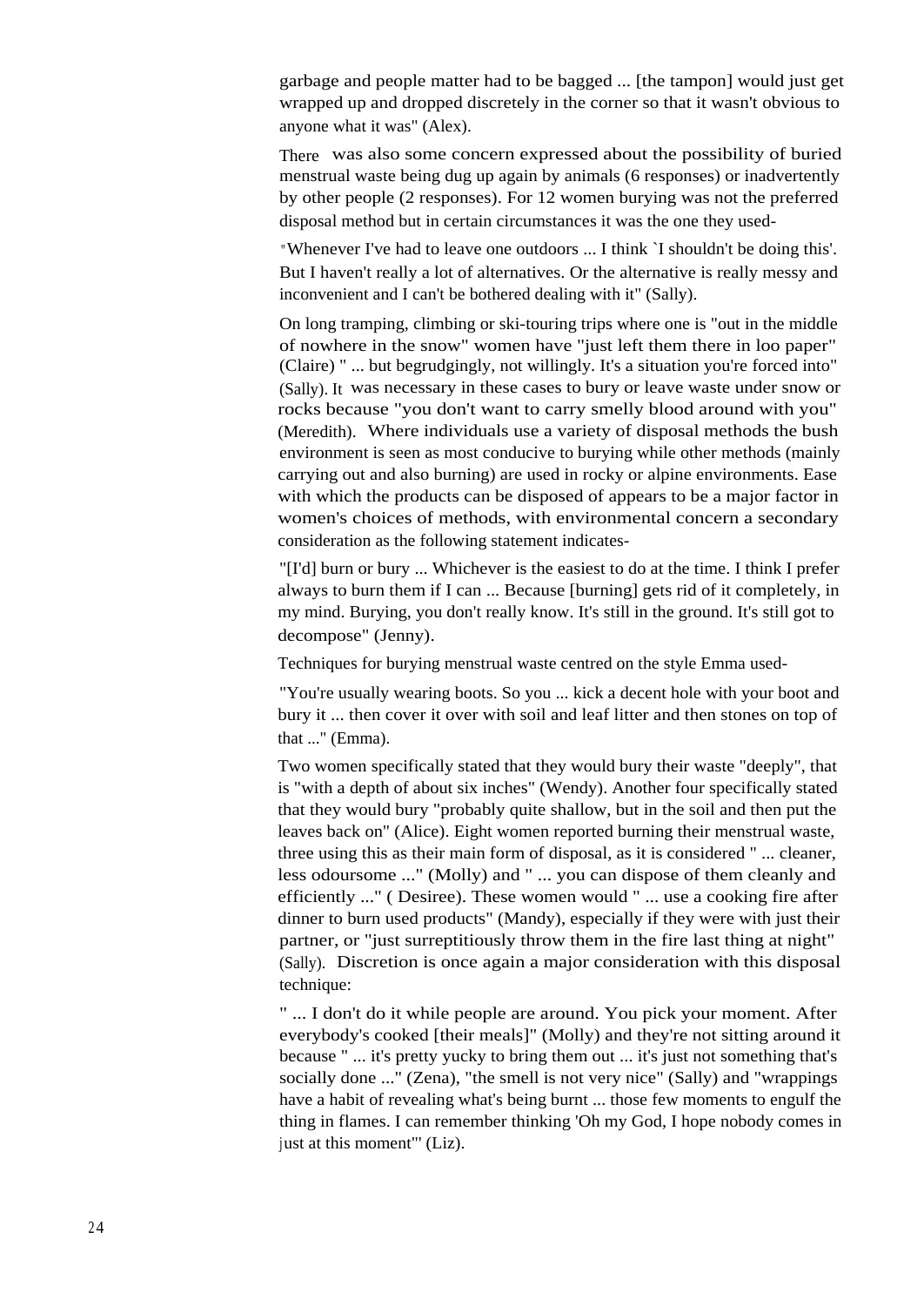garbage and people matter had to be bagged ... [the tampon] would just get wrapped up and dropped discretely in the corner so that it wasn't obvious to anyone what it was" (Alex).

There was also some concern expressed about the possibility of buried menstrual waste being dug up again by animals (6 responses) or inadvertently by other people (2 responses). For 12 women burying was not the preferred disposal method but in certain circumstances it was the one they used-

"Whenever I've had to leave one outdoors ... I think `I shouldn't be doing this'. But I haven't really a lot of alternatives. Or the alternative is really messy and inconvenient and I can't be bothered dealing with it" (Sally).

On long tramping, climbing or ski-touring trips where one is "out in the middle of nowhere in the snow" women have "just left them there in loo paper" (Claire) " ... but begrudgingly, not willingly. It's a situation you're forced into" (Sally). It was necessary in these cases to bury or leave waste under snow or rocks because "you don't want to carry smelly blood around with you" (Meredith). Where individuals use a variety of disposal methods the bush environment is seen as most conducive to burying while other methods (mainly carrying out and also burning) are used in rocky or alpine environments. Ease with which the products can be disposed of appears to be a major factor in women's choices of methods, with environmental concern a secondary consideration as the following statement indicates-

"[I'd] burn or bury ... Whichever is the easiest to do at the time. I think I prefer always to burn them if I can ... Because [burning] gets rid of it completely, in my mind. Burying, you don't really know. It's still in the ground. It's still got to decompose" (Jenny).

Techniques for burying menstrual waste centred on the style Emma used-

"You're usually wearing boots. So you ... kick a decent hole with your boot and bury it ... then cover it over with soil and leaf litter and then stones on top of that ..." (Emma).

Two women specifically stated that they would bury their waste "deeply", that is "with a depth of about six inches" (Wendy). Another four specifically stated that they would bury "probably quite shallow, but in the soil and then put the leaves back on" (Alice). Eight women reported burning their menstrual waste, three using this as their main form of disposal, as it is considered " ... cleaner, less odoursome ..." (Molly) and " ... you can dispose of them cleanly and efficiently ..." ( Desiree). These women would " ... use a cooking fire after dinner to burn used products" (Mandy), especially if they were with just their partner, or "just surreptitiously throw them in the fire last thing at night" (Sally). Discretion is once again a major consideration with this disposal technique:

" ... I don't do it while people are around. You pick your moment. After everybody's cooked [their meals]" (Molly) and they're not sitting around it because " ... it's pretty yucky to bring them out ... it's just not something that's socially done ..." (Zena), "the smell is not very nice" (Sally) and "wrappings have a habit of revealing what's being burnt ... those few moments to engulf the thing in flames. I can remember thinking 'Oh my God, I hope nobody comes in just at this moment"' (Liz).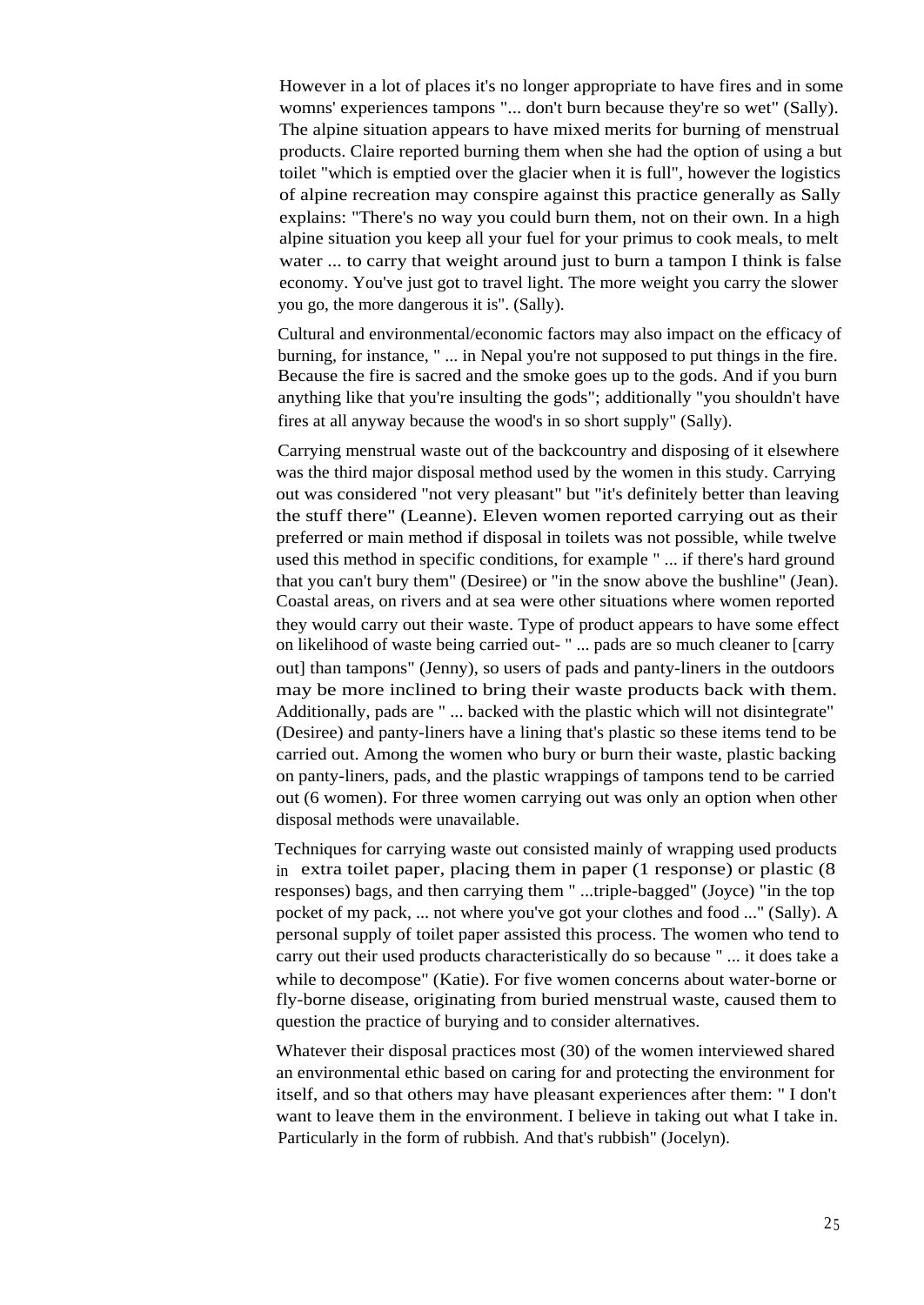However in a lot of places it's no longer appropriate to have fires and in some womns' experiences tampons "... don't burn because they're so wet" (Sally). The alpine situation appears to have mixed merits for burning of menstrual products. Claire reported burning them when she had the option of using a but toilet "which is emptied over the glacier when it is full", however the logistics of alpine recreation may conspire against this practice generally as Sally explains: "There's no way you could burn them, not on their own. In a high alpine situation you keep all your fuel for your primus to cook meals, to melt water ... to carry that weight around just to burn a tampon I think is false economy. You've just got to travel light. The more weight you carry the slower you go, the more dangerous it is". (Sally).

Cultural and environmental/economic factors may also impact on the efficacy of burning, for instance, " ... in Nepal you're not supposed to put things in the fire. Because the fire is sacred and the smoke goes up to the gods. And if you burn anything like that you're insulting the gods"; additionally "you shouldn't have fires at all anyway because the wood's in so short supply" (Sally).

Carrying menstrual waste out of the backcountry and disposing of it elsewhere was the third major disposal method used by the women in this study. Carrying out was considered "not very pleasant" but "it's definitely better than leaving the stuff there" (Leanne). Eleven women reported carrying out as their preferred or main method if disposal in toilets was not possible, while twelve used this method in specific conditions, for example " ... if there's hard ground that you can't bury them" (Desiree) or "in the snow above the bushline" (Jean). Coastal areas, on rivers and at sea were other situations where women reported they would carry out their waste. Type of product appears to have some effect on likelihood of waste being carried out- " ... pads are so much cleaner to [carry out] than tampons" (Jenny), so users of pads and panty-liners in the outdoors may be more inclined to bring their waste products back with them. Additionally, pads are " ... backed with the plastic which will not disintegrate" (Desiree) and panty-liners have a lining that's plastic so these items tend to be carried out. Among the women who bury or burn their waste, plastic backing on panty-liners, pads, and the plastic wrappings of tampons tend to be carried out (6 women). For three women carrying out was only an option when other disposal methods were unavailable.

Techniques for carrying waste out consisted mainly of wrapping used products in extra toilet paper, placing them in paper (1 response) or plastic (8 responses) bags, and then carrying them " ...triple-bagged" (Joyce) "in the top pocket of my pack, ... not where you've got your clothes and food ..." (Sally). A personal supply of toilet paper assisted this process. The women who tend to carry out their used products characteristically do so because " ... it does take a while to decompose" (Katie). For five women concerns about water-borne or fly-borne disease, originating from buried menstrual waste, caused them to question the practice of burying and to consider alternatives.

Whatever their disposal practices most (30) of the women interviewed shared an environmental ethic based on caring for and protecting the environment for itself, and so that others may have pleasant experiences after them: " I don't want to leave them in the environment. I believe in taking out what I take in. Particularly in the form of rubbish. And that's rubbish" (Jocelyn).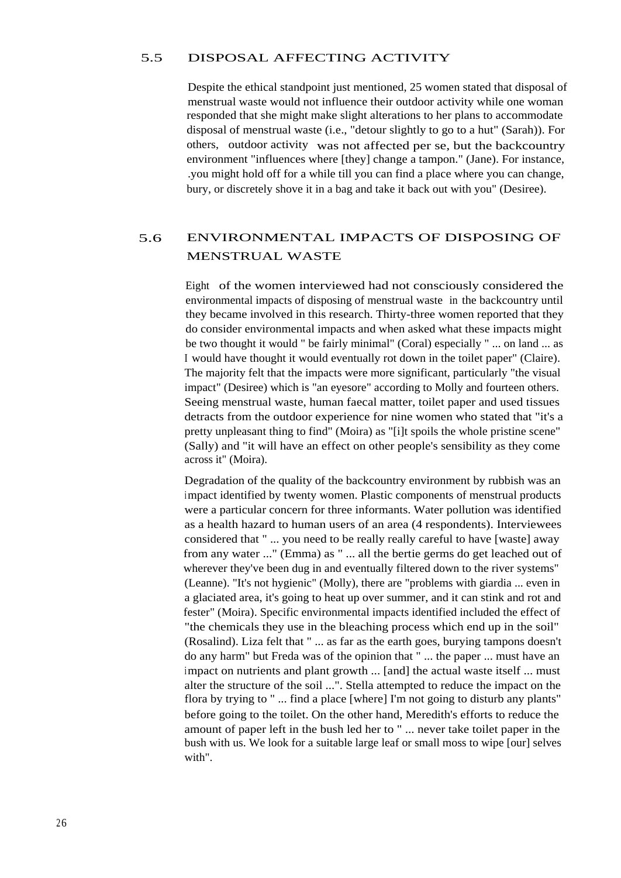## 5.5 DISPOSAL AFFECTING ACTIVITY

Despite the ethical standpoint just mentioned, 25 women stated that disposal of menstrual waste would not influence their outdoor activity while one woman responded that she might make slight alterations to her plans to accommodate disposal of menstrual waste (i.e., "detour slightly to go to a hut" (Sarah)). For others, outdoor activity was not affected per se, but the backcountry environment "influences where [they] change a tampon." (Jane). For instance, .you might hold off for a while till you can find a place where you can change, bury, or discretely shove it in a bag and take it back out with you" (Desiree).

## 5.6 ENVIRONMENTAL IMPACTS OF DISPOSING OF MENSTRUAL WASTE

Eight of the women interviewed had not consciously considered the environmental impacts of disposing of menstrual waste in the backcountry until they became involved in this research. Thirty-three women reported that they do consider environmental impacts and when asked what these impacts might be two thought it would " be fairly minimal" (Coral) especially " ... on land ... as I would have thought it would eventually rot down in the toilet paper" (Claire). The majority felt that the impacts were more significant, particularly "the visual impact" (Desiree) which is "an eyesore" according to Molly and fourteen others. Seeing menstrual waste, human faecal matter, toilet paper and used tissues detracts from the outdoor experience for nine women who stated that "it's a pretty unpleasant thing to find" (Moira) as "[i]t spoils the whole pristine scene" (Sally) and "it will have an effect on other people's sensibility as they come across it" (Moira).

Degradation of the quality of the backcountry environment by rubbish was an impact identified by twenty women. Plastic components of menstrual products were a particular concern for three informants. Water pollution was identified as a health hazard to human users of an area (4 respondents). Interviewees considered that " ... you need to be really really careful to have [waste] away from any water ..." (Emma) as " ... all the bertie germs do get leached out of wherever they've been dug in and eventually filtered down to the river systems" (Leanne). "It's not hygienic" (Molly), there are "problems with giardia ... even in a glaciated area, it's going to heat up over summer, and it can stink and rot and fester" (Moira). Specific environmental impacts identified included the effect of "the chemicals they use in the bleaching process which end up in the soil" (Rosalind). Liza felt that " ... as far as the earth goes, burying tampons doesn't do any harm" but Freda was of the opinion that " ... the paper ... must have an impact on nutrients and plant growth ... [and] the actual waste itself ... must alter the structure of the soil ...". Stella attempted to reduce the impact on the flora by trying to " ... find a place [where] I'm not going to disturb any plants" before going to the toilet. On the other hand, Meredith's efforts to reduce the amount of paper left in the bush led her to " ... never take toilet paper in the bush with us. We look for a suitable large leaf or small moss to wipe [our] selves with".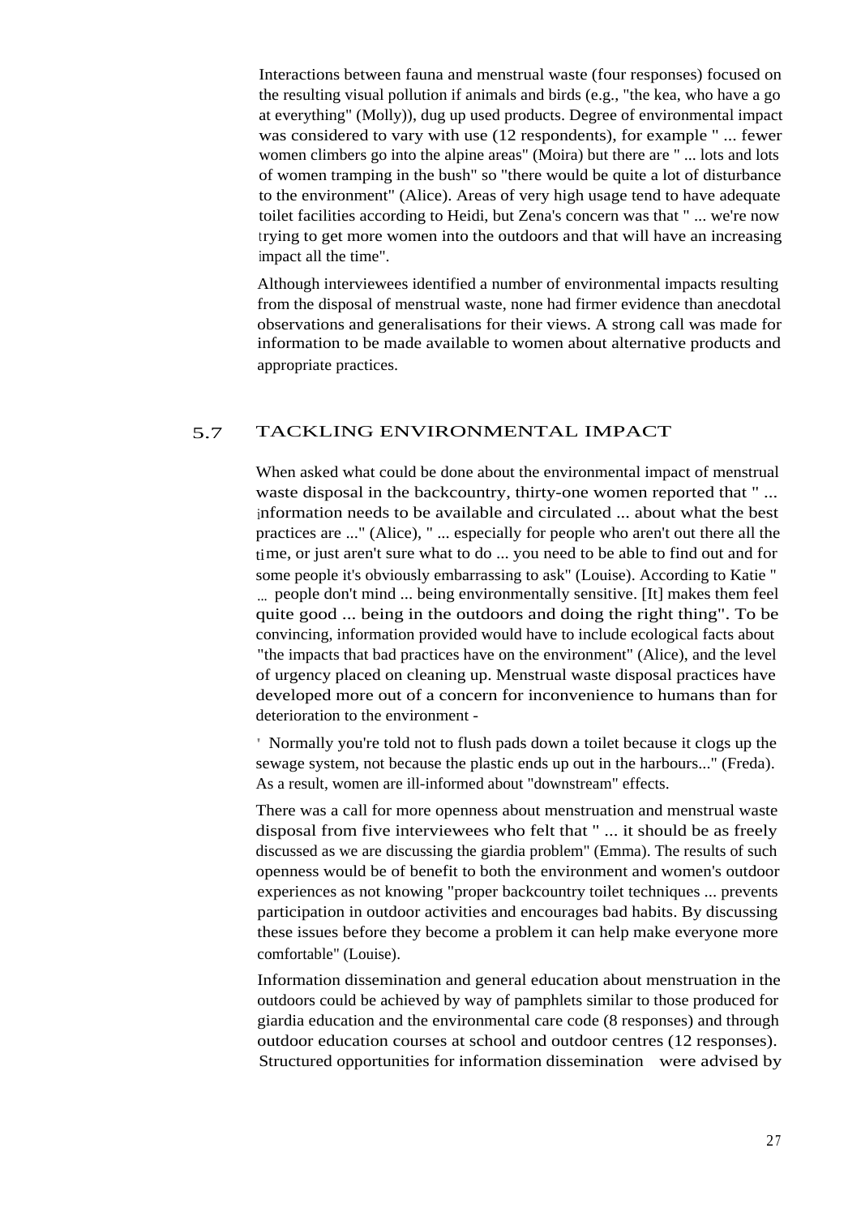Interactions between fauna and menstrual waste (four responses) focused on the resulting visual pollution if animals and birds (e.g., "the kea, who have a go at everything" (Molly)), dug up used products. Degree of environmental impact was considered to vary with use (12 respondents), for example " ... fewer women climbers go into the alpine areas" (Moira) but there are " ... lots and lots of women tramping in the bush" so "there would be quite a lot of disturbance to the environment" (Alice). Areas of very high usage tend to have adequate toilet facilities according to Heidi, but Zena's concern was that " ... we're now trying to get more women into the outdoors and that will have an increasing impact all the time".

Although interviewees identified a number of environmental impacts resulting from the disposal of menstrual waste, none had firmer evidence than anecdotal observations and generalisations for their views. A strong call was made for information to be made available to women about alternative products and appropriate practices.

## 5.7 TACKLING ENVIRONMENTAL IMPACT

When asked what could be done about the environmental impact of menstrual waste disposal in the backcountry, thirty-one women reported that " ... information needs to be available and circulated ... about what the best practices are ..." (Alice), " ... especially for people who aren't out there all the time, or just aren't sure what to do ... you need to be able to find out and for some people it's obviously embarrassing to ask" (Louise). According to Katie " ... people don't mind ... being environmentally sensitive. [It] makes them feel quite good ... being in the outdoors and doing the right thing". To be convincing, information provided would have to include ecological facts about "the impacts that bad practices have on the environment" (Alice), and the level of urgency placed on cleaning up. Menstrual waste disposal practices have developed more out of a concern for inconvenience to humans than for deterioration to the environment -

' Normally you're told not to flush pads down a toilet because it clogs up the sewage system, not because the plastic ends up out in the harbours..." (Freda). As a result, women are ill-informed about "downstream" effects.

There was a call for more openness about menstruation and menstrual waste disposal from five interviewees who felt that " ... it should be as freely discussed as we are discussing the giardia problem" (Emma). The results of such openness would be of benefit to both the environment and women's outdoor experiences as not knowing "proper backcountry toilet techniques ... prevents participation in outdoor activities and encourages bad habits. By discussing these issues before they become a problem it can help make everyone more comfortable" (Louise).

Information dissemination and general education about menstruation in the outdoors could be achieved by way of pamphlets similar to those produced for giardia education and the environmental care code (8 responses) and through outdoor education courses at school and outdoor centres (12 responses). Structured opportunities for information dissemination were advised by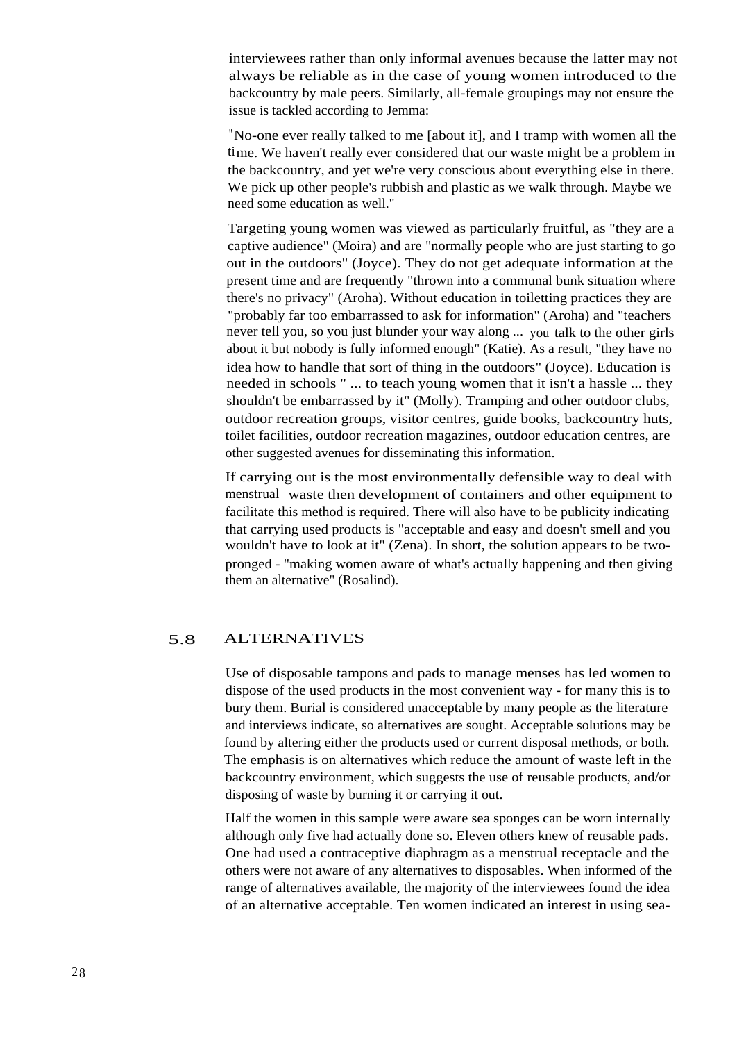interviewees rather than only informal avenues because the latter may not always be reliable as in the case of young women introduced to the backcountry by male peers. Similarly, all-female groupings may not ensure the issue is tackled according to Jemma:

"No-one ever really talked to me [about it], and I tramp with women all the time. We haven't really ever considered that our waste might be a problem in the backcountry, and yet we're very conscious about everything else in there. We pick up other people's rubbish and plastic as we walk through. Maybe we need some education as well."

Targeting young women was viewed as particularly fruitful, as "they are a captive audience" (Moira) and are "normally people who are just starting to go out in the outdoors" (Joyce). They do not get adequate information at the present time and are frequently "thrown into a communal bunk situation where there's no privacy" (Aroha). Without education in toiletting practices they are "probably far too embarrassed to ask for information" (Aroha) and "teachers never tell you, so you just blunder your way along ... you talk to the other girls about it but nobody is fully informed enough" (Katie). As a result, "they have no idea how to handle that sort of thing in the outdoors" (Joyce). Education is needed in schools " ... to teach young women that it isn't a hassle ... they shouldn't be embarrassed by it" (Molly). Tramping and other outdoor clubs, outdoor recreation groups, visitor centres, guide books, backcountry huts, toilet facilities, outdoor recreation magazines, outdoor education centres, are other suggested avenues for disseminating this information.

If carrying out is the most environmentally defensible way to deal with menstrual waste then development of containers and other equipment to facilitate this method is required. There will also have to be publicity indicating that carrying used products is "acceptable and easy and doesn't smell and you wouldn't have to look at it" (Zena). In short, the solution appears to be two-pronged - "making women aware of what's actually happening and then giving them an alternative" (Rosalind).

## 5.8 ALTERNATIVES

Use of disposable tampons and pads to manage menses has led women to dispose of the used products in the most convenient way - for many this is to bury them. Burial is considered unacceptable by many people as the literature and interviews indicate, so alternatives are sought. Acceptable solutions may be found by altering either the products used or current disposal methods, or both. The emphasis is on alternatives which reduce the amount of waste left in the backcountry environment, which suggests the use of reusable products, and/or disposing of waste by burning it or carrying it out.

Half the women in this sample were aware sea sponges can be worn internally although only five had actually done so. Eleven others knew of reusable pads. One had used a contraceptive diaphragm as a menstrual receptacle and the others were not aware of any alternatives to disposables. When informed of the range of alternatives available, the majority of the interviewees found the idea of an alternative acceptable. Ten women indicated an interest in using sea-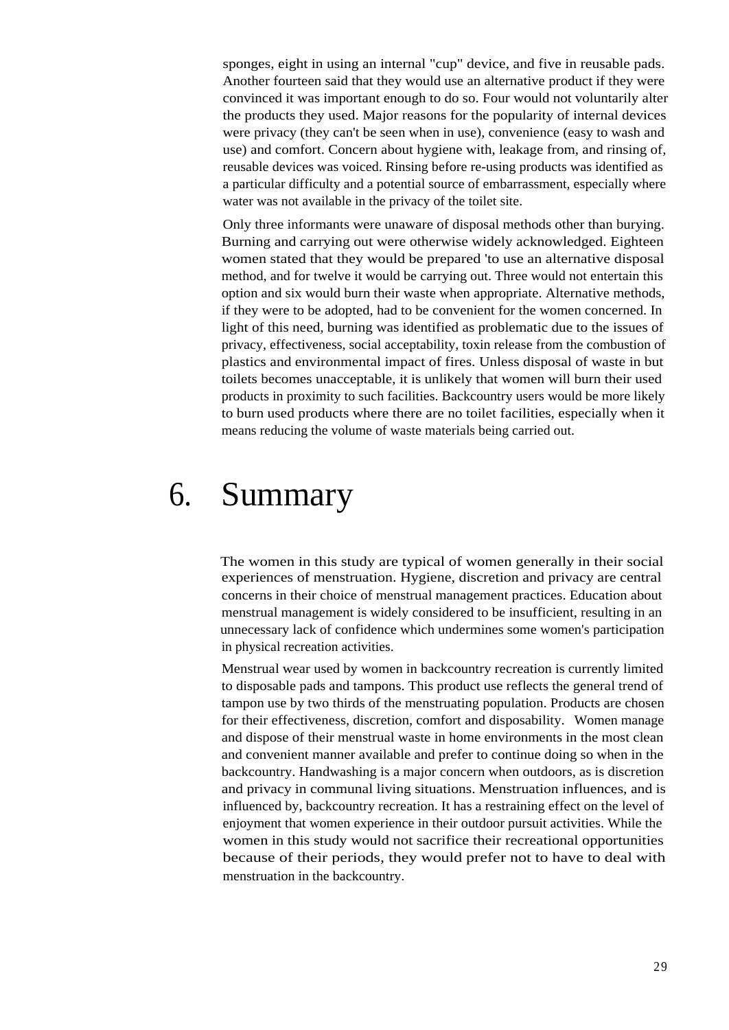sponges, eight in using an internal "cup" device, and five in reusable pads. Another fourteen said that they would use an alternative product if they were convinced it was important enough to do so. Four would not voluntarily alter the products they used. Major reasons for the popularity of internal devices were privacy (they can't be seen when in use), convenience (easy to wash and use) and comfort. Concern about hygiene with, leakage from, and rinsing of, reusable devices was voiced. Rinsing before re-using products was identified as a particular difficulty and a potential source of embarrassment, especially where water was not available in the privacy of the toilet site.

Only three informants were unaware of disposal methods other than burying. Burning and carrying out were otherwise widely acknowledged. Eighteen women stated that they would be prepared 'to use an alternative disposal method, and for twelve it would be carrying out. Three would not entertain this option and six would burn their waste when appropriate. Alternative methods, if they were to be adopted, had to be convenient for the women concerned. In light of this need, burning was identified as problematic due to the issues of privacy, effectiveness, social acceptability, toxin release from the combustion of plastics and environmental impact of fires. Unless disposal of waste in but toilets becomes unacceptable, it is unlikely that women will burn their used products in proximity to such facilities. Backcountry users would be more likely to burn used products where there are no toilet facilities, especially when it means reducing the volume of waste materials being carried out.

# 6. Summary

The women in this study are typical of women generally in their social experiences of menstruation. Hygiene, discretion and privacy are central concerns in their choice of menstrual management practices. Education about menstrual management is widely considered to be insufficient, resulting in an unnecessary lack of confidence which undermines some women's participation in physical recreation activities.

Menstrual wear used by women in backcountry recreation is currently limited to disposable pads and tampons. This product use reflects the general trend of tampon use by two thirds of the menstruating population. Products are chosen for their effectiveness, discretion, comfort and disposability. Women manage and dispose of their menstrual waste in home environments in the most clean and convenient manner available and prefer to continue doing so when in the backcountry. Handwashing is a major concern when outdoors, as is discretion and privacy in communal living situations. Menstruation influences, and is influenced by, backcountry recreation. It has a restraining effect on the level of enjoyment that women experience in their outdoor pursuit activities. While the women in this study would not sacrifice their recreational opportunities because of their periods, they would prefer not to have to deal with menstruation in the backcountry.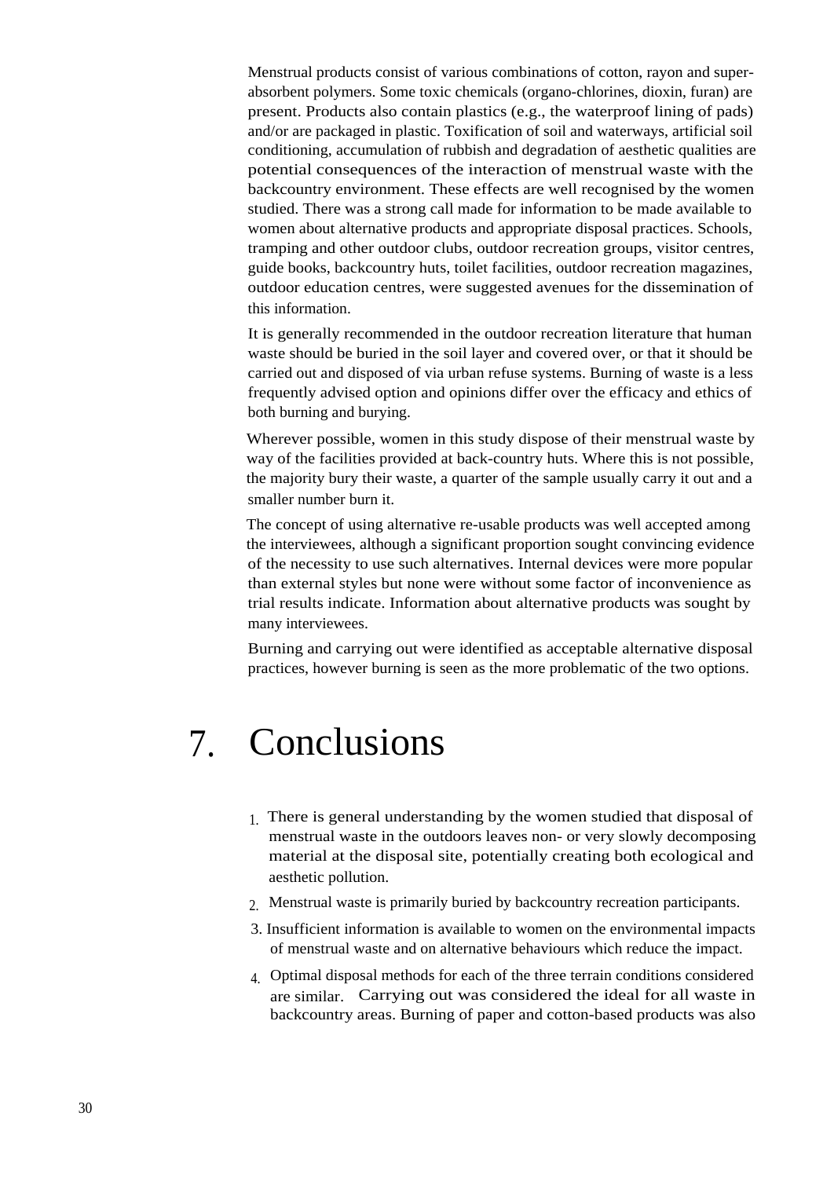Menstrual products consist of various combinations of cotton, rayon and super-absorbent polymers. Some toxic chemicals (organo-chlorines, dioxin, furan) are present. Products also contain plastics (e.g., the waterproof lining of pads) and/or are packaged in plastic. Toxification of soil and waterways, artificial soil conditioning, accumulation of rubbish and degradation of aesthetic qualities are potential consequences of the interaction of menstrual waste with the backcountry environment. These effects are well recognised by the women studied. There was a strong call made for information to be made available to women about alternative products and appropriate disposal practices. Schools, tramping and other outdoor clubs, outdoor recreation groups, visitor centres, guide books, backcountry huts, toilet facilities, outdoor recreation magazines, outdoor education centres, were suggested avenues for the dissemination of this information.

It is generally recommended in the outdoor recreation literature that human waste should be buried in the soil layer and covered over, or that it should be carried out and disposed of via urban refuse systems. Burning of waste is a less frequently advised option and opinions differ over the efficacy and ethics of both burning and burying.

Wherever possible, women in this study dispose of their menstrual waste by way of the facilities provided at back-country huts. Where this is not possible, the majority bury their waste, a quarter of the sample usually carry it out and a smaller number burn it.

The concept of using alternative re-usable products was well accepted among the interviewees, although a significant proportion sought convincing evidence of the necessity to use such alternatives. Internal devices were more popular than external styles but none were without some factor of inconvenience as trial results indicate. Information about alternative products was sought by many interviewees.

Burning and carrying out were identified as acceptable alternative disposal practices, however burning is seen as the more problematic of the two options.

# 7. Conclusions

1. There is general understanding by the women studied that disposal of menstrual waste in the outdoors leaves non- or very slowly decomposing material at the disposal site, potentially creating both ecological and aesthetic pollution.
2. Menstrual waste is primarily buried by backcountry recreation participants.
3. Insufficient information is available to women on the environmental impacts of menstrual waste and on alternative behaviours which reduce the impact.
4. Optimal disposal methods for each of the three terrain conditions considered are similar. Carrying out was considered the ideal for all waste in backcountry areas. Burning of paper and cotton-based products was also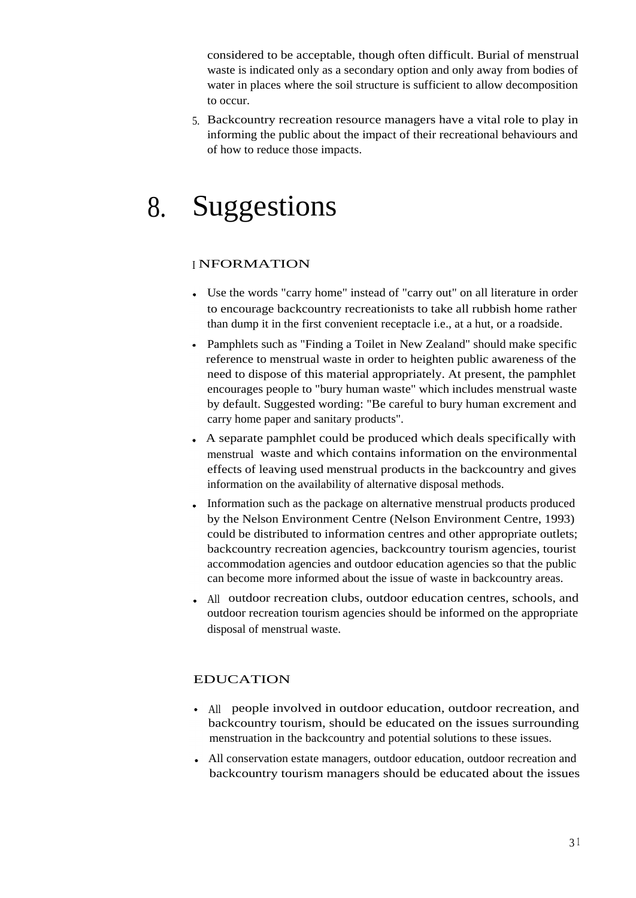considered to be acceptable, though often difficult. Burial of menstrual waste is indicated only as a secondary option and only away from bodies of water in places where the soil structure is sufficient to allow decomposition to occur.

5. Backcountry recreation resource managers have a vital role to play in informing the public about the impact of their recreational behaviours and of how to reduce those impacts.

# 8. Suggestions

### INFORMATION

- Use the words "carry home" instead of "carry out" on all literature in order to encourage backcountry recreationists to take all rubbish home rather than dump it in the first convenient receptacle i.e., at a hut, or a roadside.
- Pamphlets such as "Finding a Toilet in New Zealand" should make specific reference to menstrual waste in order to heighten public awareness of the need to dispose of this material appropriately. At present, the pamphlet encourages people to "bury human waste" which includes menstrual waste by default. Suggested wording: "Be careful to bury human excrement and carry home paper and sanitary products".
- A separate pamphlet could be produced which deals specifically with menstrual waste and which contains information on the environmental effects of leaving used menstrual products in the backcountry and gives information on the availability of alternative disposal methods.
- Information such as the package on alternative menstrual products produced by the Nelson Environment Centre (Nelson Environment Centre, 1993) could be distributed to information centres and other appropriate outlets; backcountry recreation agencies, backcountry tourism agencies, tourist accommodation agencies and outdoor education agencies so that the public can become more informed about the issue of waste in backcountry areas.
- All outdoor recreation clubs, outdoor education centres, schools, and outdoor recreation tourism agencies should be informed on the appropriate disposal of menstrual waste.

### EDUCATION

- All people involved in outdoor education, outdoor recreation, and backcountry tourism, should be educated on the issues surrounding menstruation in the backcountry and potential solutions to these issues.
- All conservation estate managers, outdoor education, outdoor recreation and backcountry tourism managers should be educated about the issues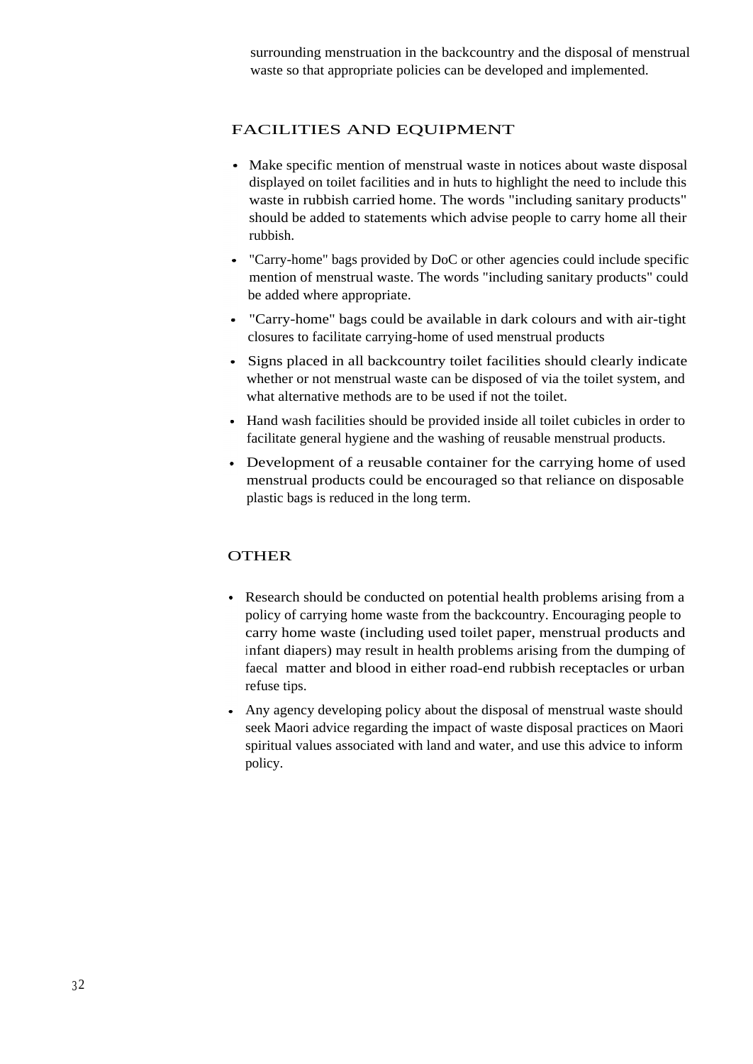surrounding menstruation in the backcountry and the disposal of menstrual waste so that appropriate policies can be developed and implemented.

## FACILITIES AND EQUIPMENT

- Make specific mention of menstrual waste in notices about waste disposal displayed on toilet facilities and in huts to highlight the need to include this waste in rubbish carried home. The words "including sanitary products" should be added to statements which advise people to carry home all their rubbish.
- "Carry-home" bags provided by DoC or other agencies could include specific mention of menstrual waste. The words "including sanitary products" could be added where appropriate.
- "Carry-home" bags could be available in dark colours and with air-tight closures to facilitate carrying-home of used menstrual products
- Signs placed in all backcountry toilet facilities should clearly indicate whether or not menstrual waste can be disposed of via the toilet system, and what alternative methods are to be used if not the toilet.
- Hand wash facilities should be provided inside all toilet cubicles in order to facilitate general hygiene and the washing of reusable menstrual products.
- Development of a reusable container for the carrying home of used menstrual products could be encouraged so that reliance on disposable plastic bags is reduced in the long term.

## OTHER

- Research should be conducted on potential health problems arising from a policy of carrying home waste from the backcountry. Encouraging people to carry home waste (including used toilet paper, menstrual products and infant diapers) may result in health problems arising from the dumping of faecal matter and blood in either road-end rubbish receptacles or urban refuse tips.
- Any agency developing policy about the disposal of menstrual waste should seek Maori advice regarding the impact of waste disposal practices on Maori spiritual values associated with land and water, and use this advice to inform policy.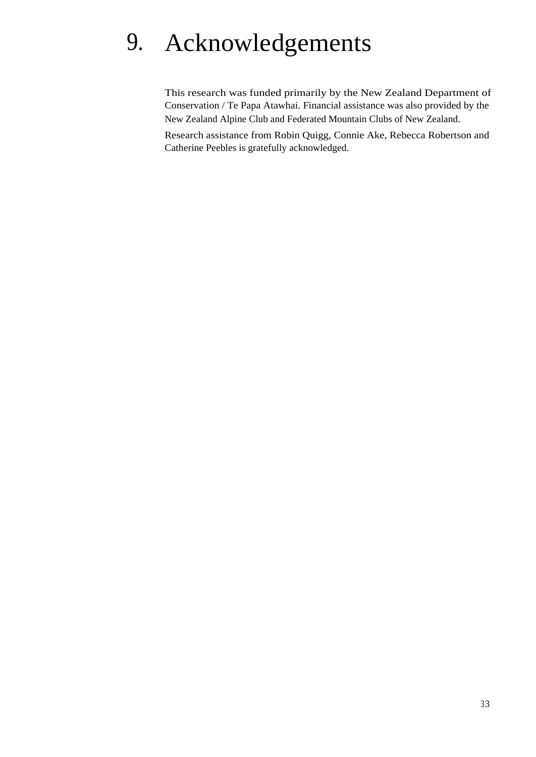# 9. Acknowledgements

This research was funded primarily by the New Zealand Department of Conservation / Te Papa Atawhai. Financial assistance was also provided by the New Zealand Alpine Club and Federated Mountain Clubs of New Zealand.

Research assistance from Robin Quigg, Connie Ake, Rebecca Robertson and Catherine Peebles is gratefully acknowledged.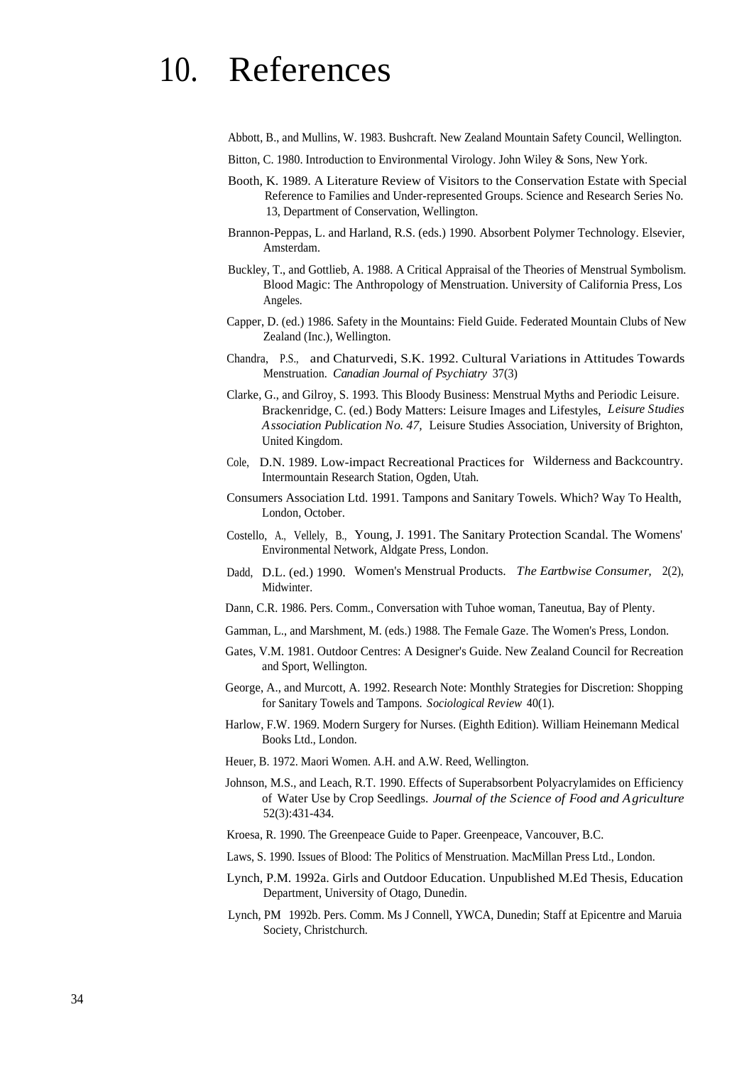# 10. References

Abbott, B., and Mullins, W. 1983. Bushcraft. New Zealand Mountain Safety Council, Wellington.

Bitton, C. 1980. Introduction to Environmental Virology. John Wiley & Sons, New York.

Booth, K. 1989. A Literature Review of Visitors to the Conservation Estate with Special Reference to Families and Under-represented Groups. Science and Research Series No. 13, Department of Conservation, Wellington.

Brannon-Peppas, L. and Harland, R.S. (eds.) 1990. Absorbent Polymer Technology. Elsevier, Amsterdam.

Buckley, T., and Gottlieb, A. 1988. A Critical Appraisal of the Theories of Menstrual Symbolism. Blood Magic: The Anthropology of Menstruation. University of California Press, Los Angeles.

Capper, D. (ed.) 1986. Safety in the Mountains: Field Guide. Federated Mountain Clubs of New Zealand (Inc.), Wellington.

Chandra, P.S., and Chaturvedi, S.K. 1992. Cultural Variations in Attitudes Towards Menstruation. *Canadian Journal of Psychiatry* 37(3)

Clarke, G., and Gilroy, S. 1993. This Bloody Business: Menstrual Myths and Periodic Leisure. Brackenridge, C. (ed.) Body Matters: Leisure Images and Lifestyles, *Leisure Studies Association Publication No. 47,* Leisure Studies Association, University of Brighton, United Kingdom.

Cole, D.N. 1989. Low-impact Recreational Practices for Wilderness and Backcountry. Intermountain Research Station, Ogden, Utah.

Consumers Association Ltd. 1991. Tampons and Sanitary Towels. Which? Way To Health, London, October.

Costello, A., Vellely, B., Young, J. 1991. The Sanitary Protection Scandal. The Womens' Environmental Network, Aldgate Press, London.

Dadd, D.L. (ed.) 1990. Women's Menstrual Products. *The Earthwise Consumer,* 2(2), Midwinter.

Dann, C.R. 1986. Pers. Comm., Conversation with Tuhoe woman, Taneutua, Bay of Plenty.

Gamman, L., and Marshment, M. (eds.) 1988. The Female Gaze. The Women's Press, London.

Gates, V.M. 1981. Outdoor Centres: A Designer's Guide. New Zealand Council for Recreation and Sport, Wellington.

George, A., and Murcott, A. 1992. Research Note: Monthly Strategies for Discretion: Shopping for Sanitary Towels and Tampons. *Sociological Review* 40(1).

Harlow, F.W. 1969. Modern Surgery for Nurses. (Eighth Edition). William Heinemann Medical Books Ltd., London.

Heuer, B. 1972. Maori Women. A.H. and A.W. Reed, Wellington.

Johnson, M.S., and Leach, R.T. 1990. Effects of Superabsorbent Polyacrylamides on Efficiency of Water Use by Crop Seedlings. *Journal of the Science of Food and Agriculture* 52(3):431-434.

Kroesa, R. 1990. The Greenpeace Guide to Paper. Greenpeace, Vancouver, B.C.

Laws, S. 1990. Issues of Blood: The Politics of Menstruation. MacMillan Press Ltd., London.

Lynch, P.M. 1992a. Girls and Outdoor Education. Unpublished M.Ed Thesis, Education Department, University of Otago, Dunedin.

Lynch, PM 1992b. Pers. Comm. Ms J Connell, YWCA, Dunedin; Staff at Epicentre and Maruia Society, Christchurch.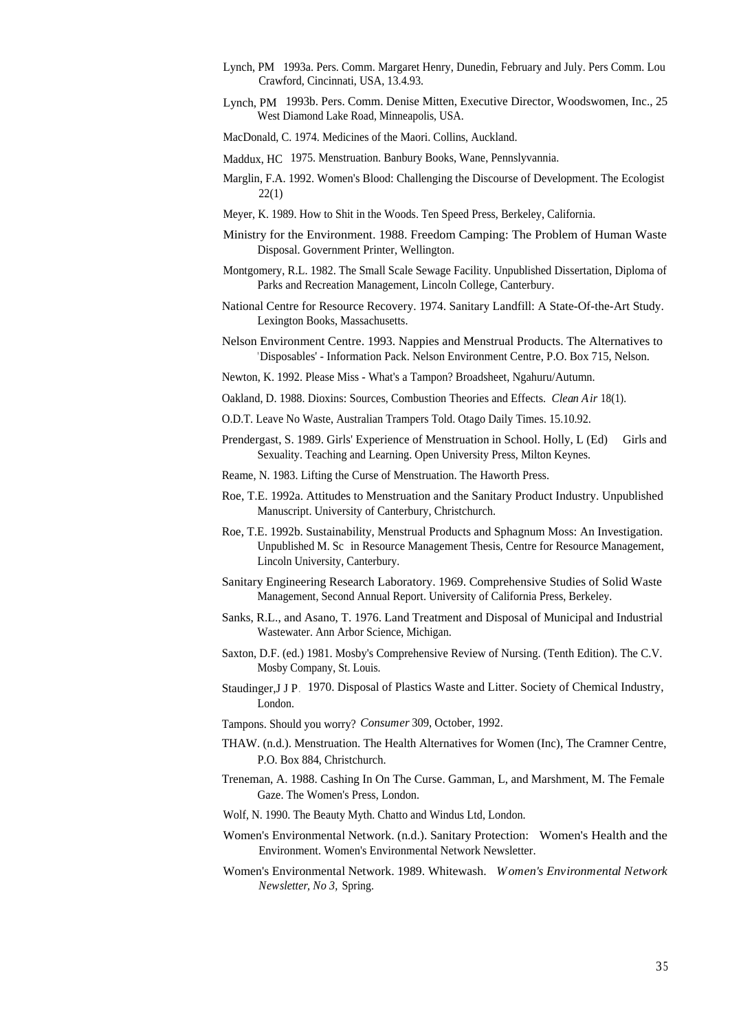Lynch, PM 1993a. Pers. Comm. Margaret Henry, Dunedin, February and July. Pers Comm. Lou Crawford, Cincinnati, USA, 13.4.93.

Lynch, PM 1993b. Pers. Comm. Denise Mitten, Executive Director, Woodswomen, Inc., 25 West Diamond Lake Road, Minneapolis, USA.

MacDonald, C. 1974. Medicines of the Maori. Collins, Auckland.

Maddux, HC 1975. Menstruation. Banbury Books, Wane, Pennslyvannia.

Marglin, F.A. 1992. Women's Blood: Challenging the Discourse of Development. The Ecologist 22(1)

Meyer, K. 1989. How to Shit in the Woods. Ten Speed Press, Berkeley, California.

Ministry for the Environment. 1988. Freedom Camping: The Problem of Human Waste Disposal. Government Printer, Wellington.

Montgomery, R.L. 1982. The Small Scale Sewage Facility. Unpublished Dissertation, Diploma of Parks and Recreation Management, Lincoln College, Canterbury.

National Centre for Resource Recovery. 1974. Sanitary Landfill: A State-Of-the-Art Study. Lexington Books, Massachusetts.

Nelson Environment Centre. 1993. Nappies and Menstrual Products. The Alternatives to 'Disposables' - Information Pack. Nelson Environment Centre, P.O. Box 715, Nelson.

Newton, K. 1992. Please Miss - What's a Tampon? Broadsheet, Ngahuru/Autumn.

Oakland, D. 1988. Dioxins: Sources, Combustion Theories and Effects. *Clean Air* 18(1).

O.D.T. Leave No Waste, Australian Trampers Told. Otago Daily Times. 15.10.92.

Prendergast, S. 1989. Girls' Experience of Menstruation in School. Holly, L (Ed) Girls and Sexuality. Teaching and Learning. Open University Press, Milton Keynes.

Reame, N. 1983. Lifting the Curse of Menstruation. The Haworth Press.

Roe, T.E. 1992a. Attitudes to Menstruation and the Sanitary Product Industry. Unpublished Manuscript. University of Canterbury, Christchurch.

Roe, T.E. 1992b. Sustainability, Menstrual Products and Sphagnum Moss: An Investigation. Unpublished M. Sc in Resource Management Thesis, Centre for Resource Management, Lincoln University, Canterbury.

Sanitary Engineering Research Laboratory. 1969. Comprehensive Studies of Solid Waste Management, Second Annual Report. University of California Press, Berkeley.

Sanks, R.L., and Asano, T. 1976. Land Treatment and Disposal of Municipal and Industrial Wastewater. Ann Arbor Science, Michigan.

Saxton, D.F. (ed.) 1981. Mosby's Comprehensive Review of Nursing. (Tenth Edition). The C.V. Mosby Company, St. Louis.

Staudinger, J J P. 1970. Disposal of Plastics Waste and Litter. Society of Chemical Industry, London.

Tampons. Should you worry? *Consumer* 309, October, 1992.

THAW. (n.d.). Menstruation. The Health Alternatives for Women (Inc), The Cramner Centre, P.O. Box 884, Christchurch.

Treneman, A. 1988. Cashing In On The Curse. Gamman, L, and Marshment, M. The Female Gaze. The Women's Press, London.

Wolf, N. 1990. The Beauty Myth. Chatto and Windus Ltd, London.

Women's Environmental Network. (n.d.). Sanitary Protection: Women's Health and the Environment. Women's Environmental Network Newsletter.

Women's Environmental Network. 1989. Whitewash. *Women's Environmental Network Newsletter, No 3*, Spring.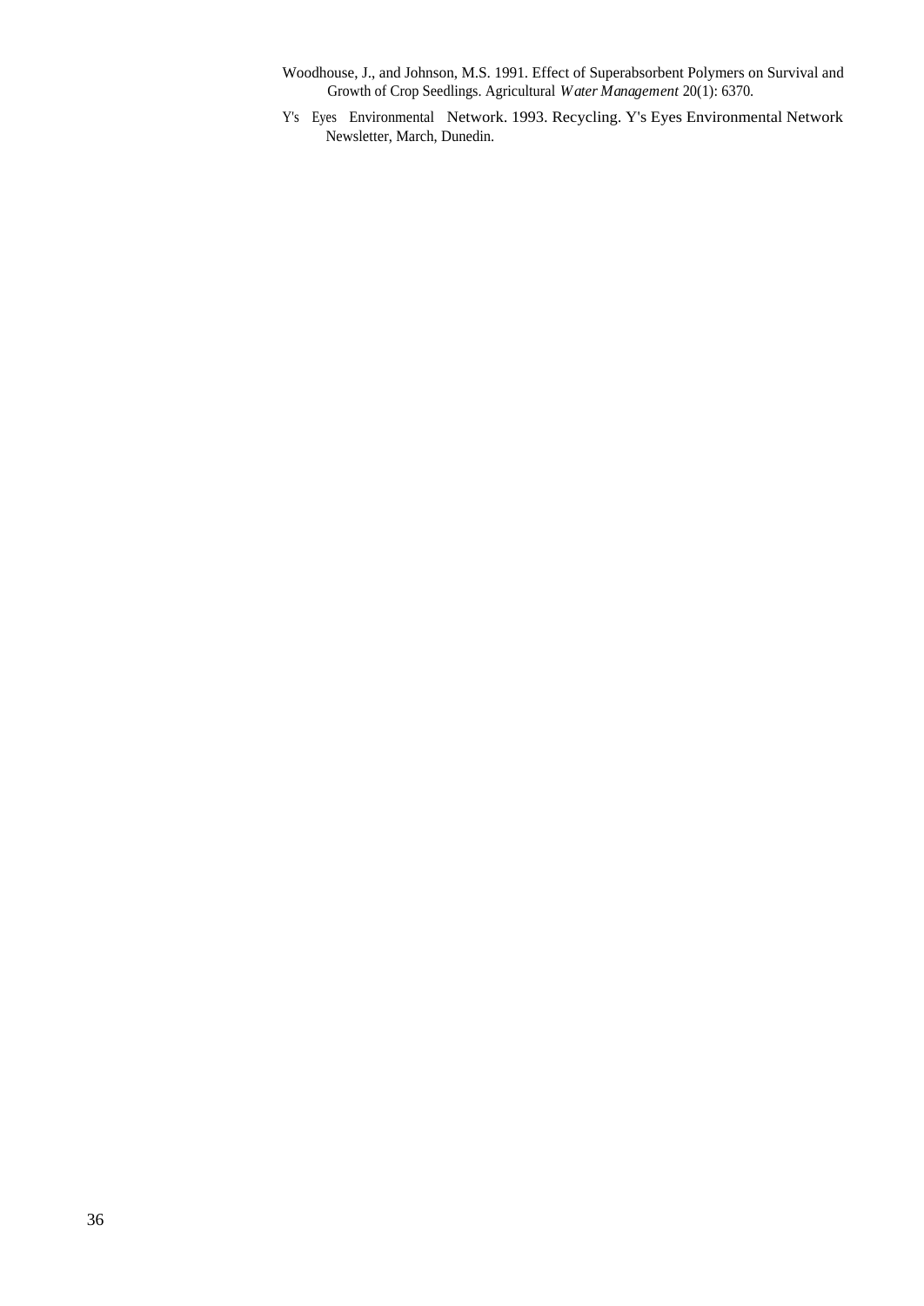Woodhouse, J., and Johnson, M.S. 1991. Effect of Superabsorbent Polymers on Survival and Growth of Crop Seedlings. Agricultural *Water Management* 20(1): 6370.

Y's Eyes Environmental Network. 1993. Recycling. Y's Eyes Environmental Network Newsletter, March, Dunedin.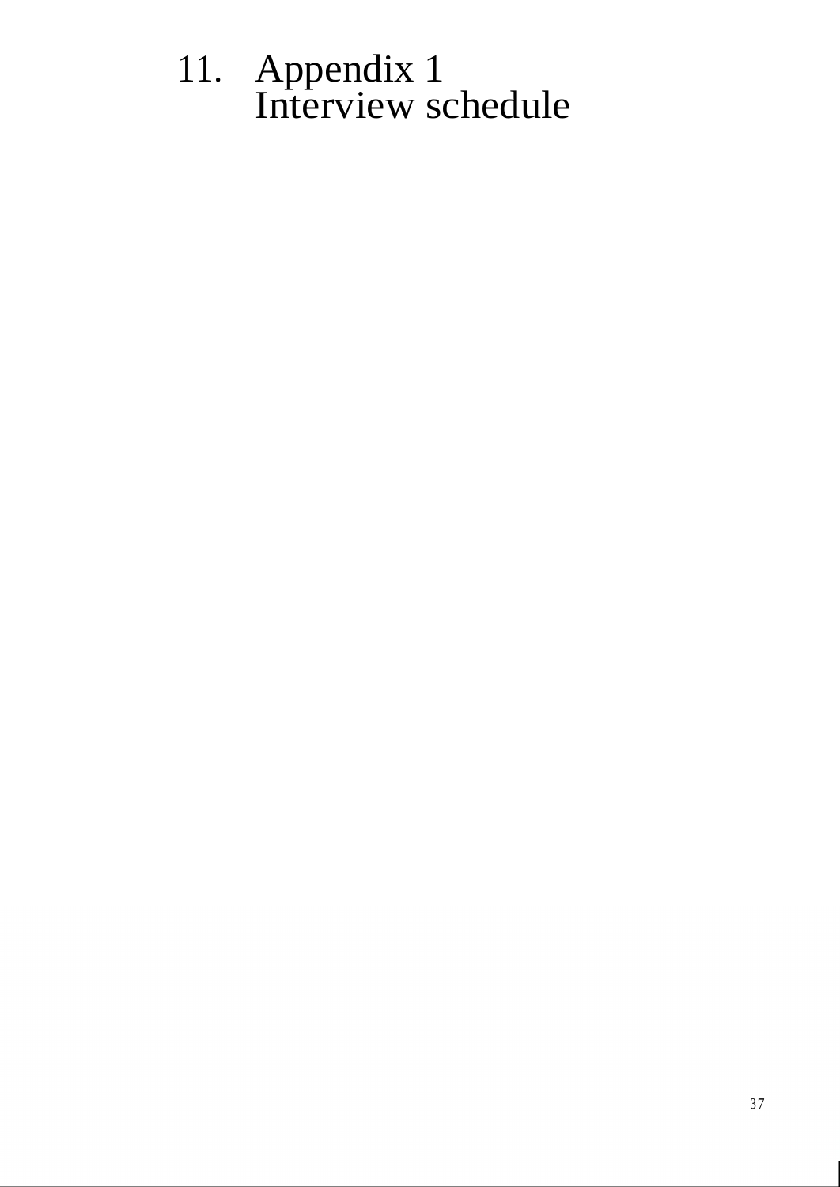# 11. Appendix 1
Interview schedule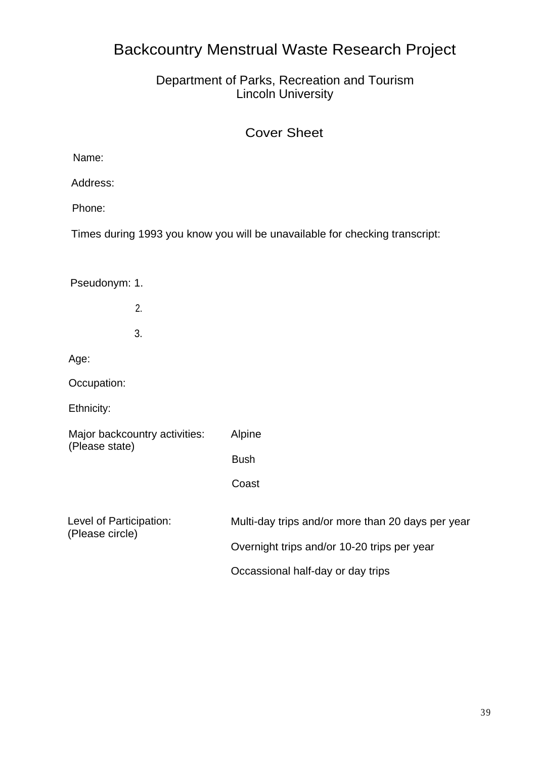# Backcountry Menstrual Waste Research Project

Department of Parks, Recreation and Tourism
Lincoln University

## Cover Sheet

Name:

Address:

Phone:

Times during 1993 you know you will be unavailable for checking transcript:

Pseudonym: 1.

2.

3.

Age:

Occupation:

Ethnicity:

Major backcountry activities: (Please state)

- Alpine
- Bush
- Coast

Level of Participation: (Please circle)

- Multi-day trips and/or more than 20 days per year
- Overnight trips and/or 10-20 trips per year
- Occassional half-day or day trips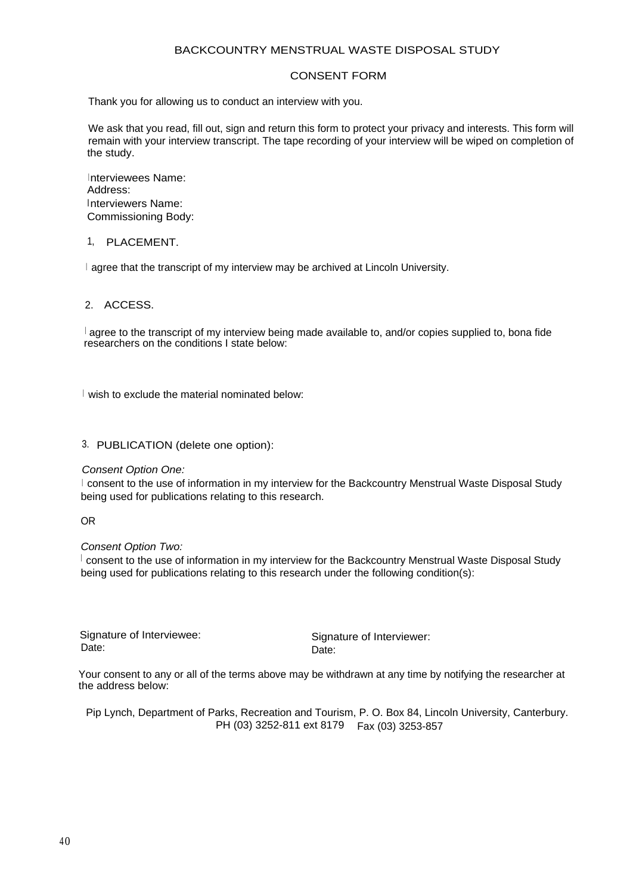# BACKCOUNTRY MENSTRUAL WASTE DISPOSAL STUDY

## CONSENT FORM

Thank you for allowing us to conduct an interview with you.

We ask that you read, fill out, sign and return this form to protect your privacy and interests. This form will remain with your interview transcript. The tape recording of your interview will be wiped on completion of the study.

Interviewees Name:
Address:
Interviewers Name:
Commissioning Body:

1, PLACEMENT.

I agree that the transcript of my interview may be archived at Lincoln University.

2. ACCESS.

I agree to the transcript of my interview being made available to, and/or copies supplied to, bona fide researchers on the conditions I state below:

I wish to exclude the material nominated below:

3. PUBLICATION (delete one option):

*Consent Option One:*
I consent to the use of information in my interview for the Backcountry Menstrual Waste Disposal Study being used for publications relating to this research.

OR

*Consent Option Two:*
I consent to the use of information in my interview for the Backcountry Menstrual Waste Disposal Study being used for publications relating to this research under the following condition(s):

Signature of Interviewee:
Date:

Signature of Interviewer:
Date:

Your consent to any or all of the terms above may be withdrawn at any time by notifying the researcher at the address below:

Pip Lynch, Department of Parks, Recreation and Tourism, P. O. Box 84, Lincoln University, Canterbury.
PH (03) 3252-811 ext 8179 Fax (03) 3253-857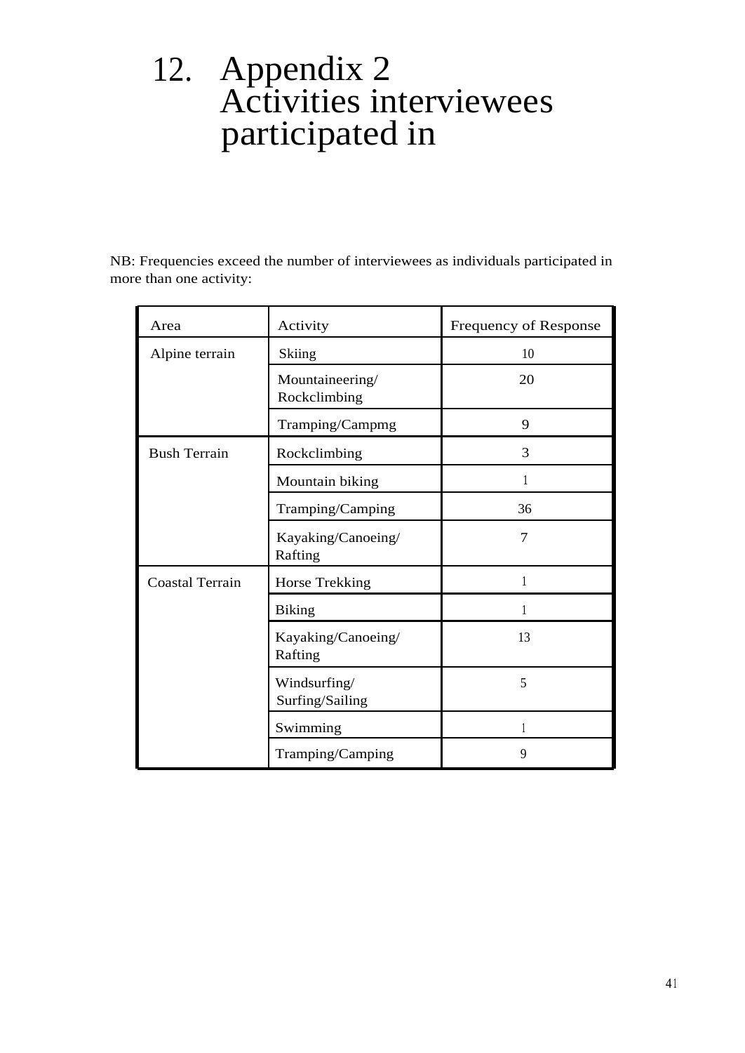# 12. Appendix 2 Activities interviewees participated in

NB: Frequencies exceed the number of interviewees as individuals participated in more than one activity:

| Area | Activity | Frequency of Response |
|---|---|---|
| Alpine terrain | Skiing | 10 |
| | Mountaineering/ Rockclimbing | 20 |
| | Tramping/Campmg | 9 |
| Bush Terrain | Rockclimbing | 3 |
| | Mountain biking | 1 |
| | Tramping/Camping | 36 |
| | Kayaking/Canoeing/ Rafting | 7 |
| Coastal Terrain | Horse Trekking | 1 |
| | Biking | 1 |
| | Kayaking/Canoeing/ Rafting | 13 |
| | Windsurfing/ Surfing/Sailing | 5 |
| | Swimming | 1 |
| | Tramping/Camping | 9 |